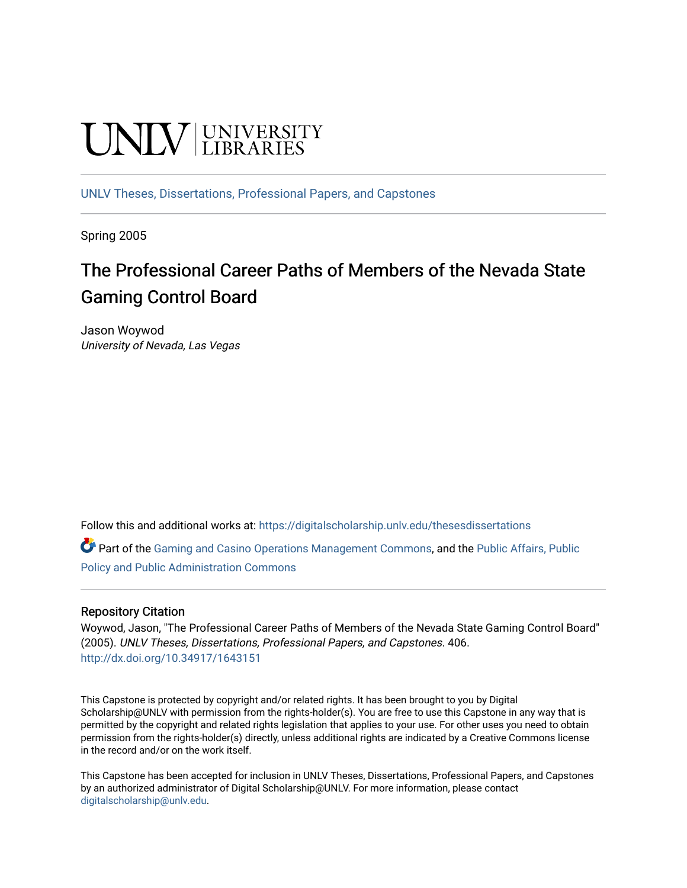UNLV | UNIVERSITY LIBRARIES

UNLV Theses, Dissertations, Professional Papers, and Capstones

Spring 2005

# The Professional Career Paths of Members of the Nevada State Gaming Control Board

Jason Woywod

*University of Nevada, Las Vegas*

Follow this and additional works at: https://digitalscholarship.unlv.edu/thesesdissertations

Part of the Gaming and Casino Operations Management Commons, and the Public Affairs, Public Policy and Public Administration Commons

## Repository Citation

Woywod, Jason, "The Professional Career Paths of Members of the Nevada State Gaming Control Board" (2005). *UNLV Theses, Dissertations, Professional Papers, and Capstones*. 406.
http://dx.doi.org/10.34917/1643151

This Capstone is protected by copyright and/or related rights. It has been brought to you by Digital Scholarship@UNLV with permission from the rights-holder(s). You are free to use this Capstone in any way that is permitted by the copyright and related rights legislation that applies to your use. For other uses you need to obtain permission from the rights-holder(s) directly, unless additional rights are indicated by a Creative Commons license in the record and/or on the work itself.

This Capstone has been accepted for inclusion in UNLV Theses, Dissertations, Professional Papers, and Capstones by an authorized administrator of Digital Scholarship@UNLV. For more information, please contact digitalscholarship@unlv.edu.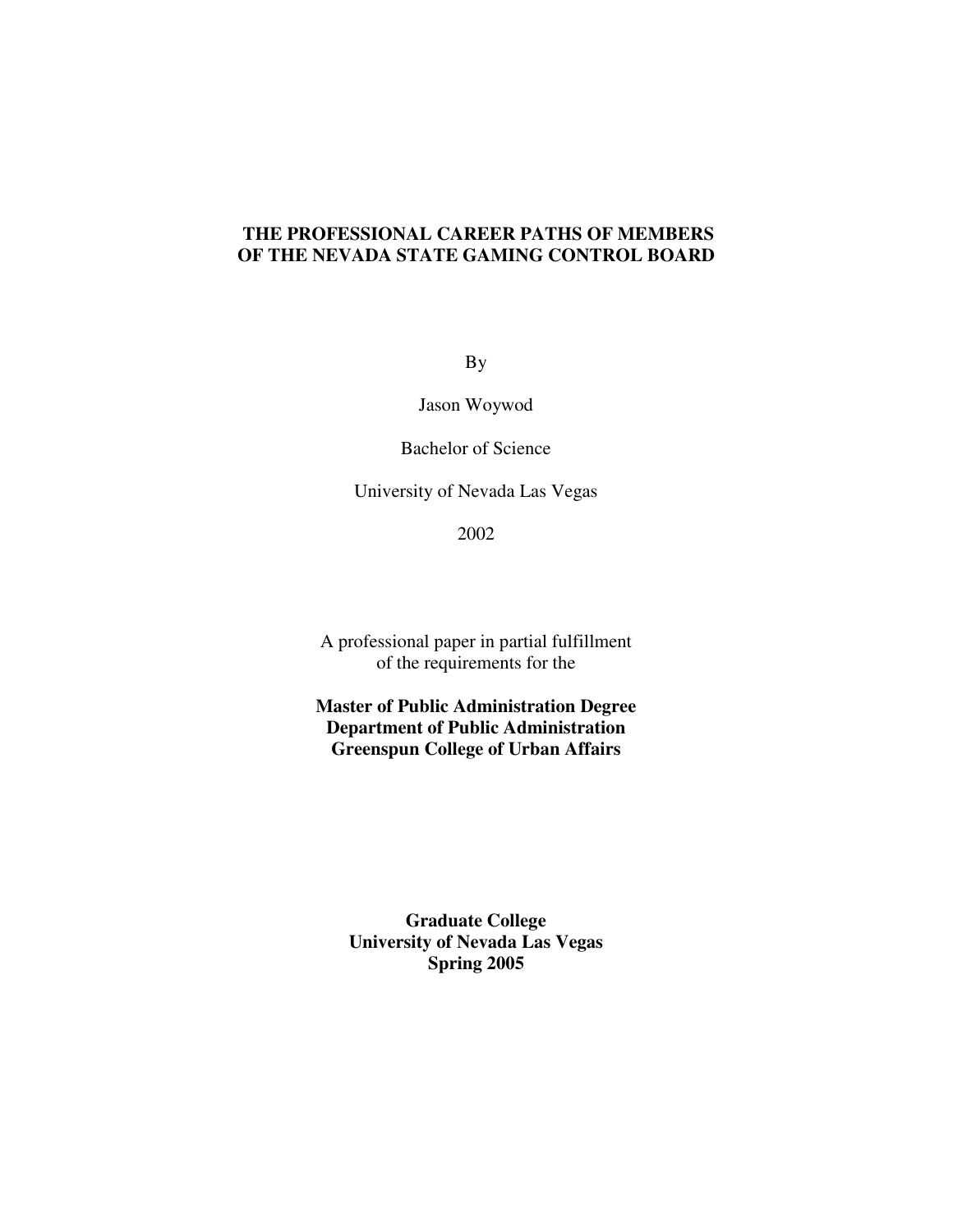# THE PROFESSIONAL CAREER PATHS OF MEMBERS OF THE NEVADA STATE GAMING CONTROL BOARD

By

Jason Woywod

Bachelor of Science

University of Nevada Las Vegas

2002

A professional paper in partial fulfillment
of the requirements for the

**Master of Public Administration Degree**
**Department of Public Administration**
**Greenspun College of Urban Affairs**

**Graduate College**
**University of Nevada Las Vegas**
**Spring 2005**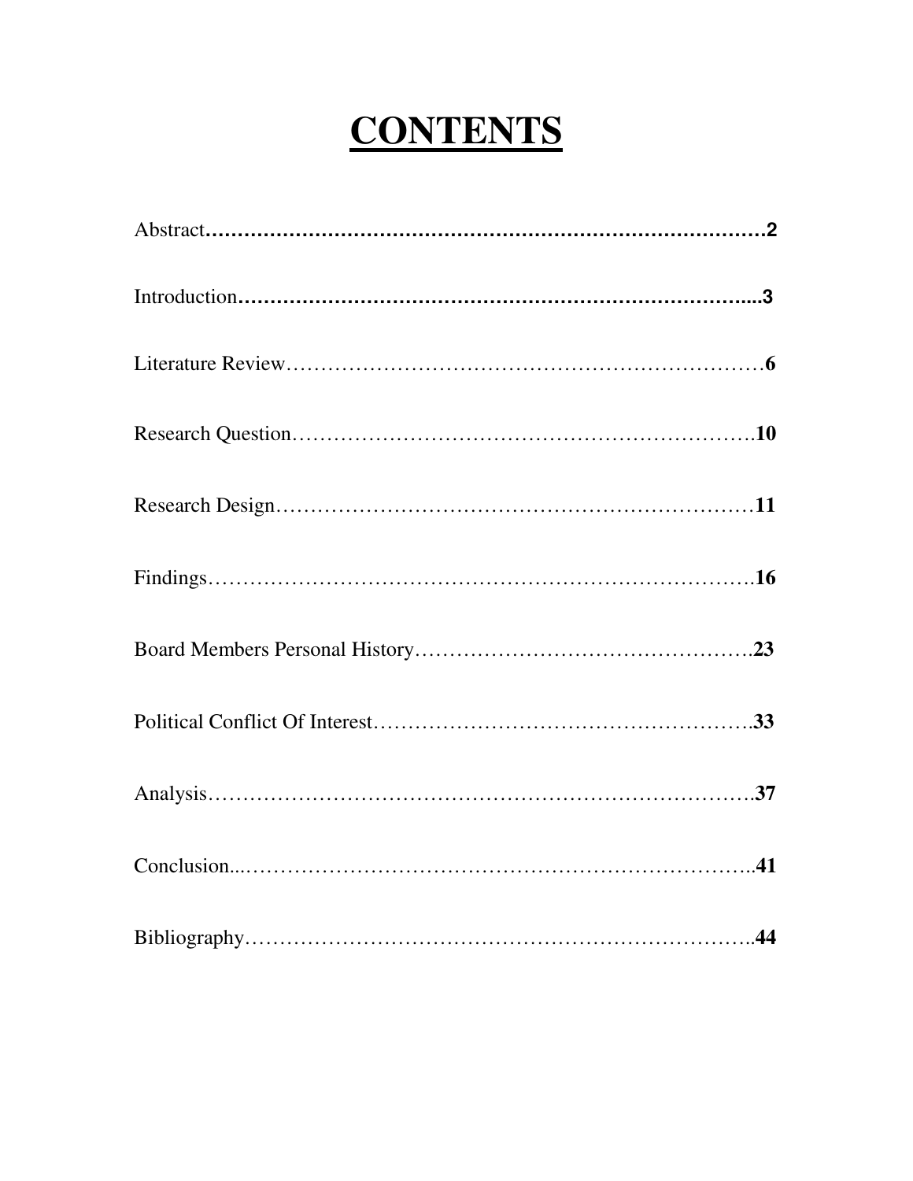# CONTENTS

Abstract……………………………………………………………………………2

Introduction……………………………………………………………………....3

Literature Review……………………………………………………………6

Research Question…………………………………………………………….10

Research Design……………………………………………………………11

Findings…………………………………………………………………….16

Board Members Personal History………………………………………….23

Political Conflict Of Interest……………………………………………….33

Analysis…………………………………………………………………….37

Conclusion...…………………………………………………………………..41

Bibliography…………………………………………………………………..44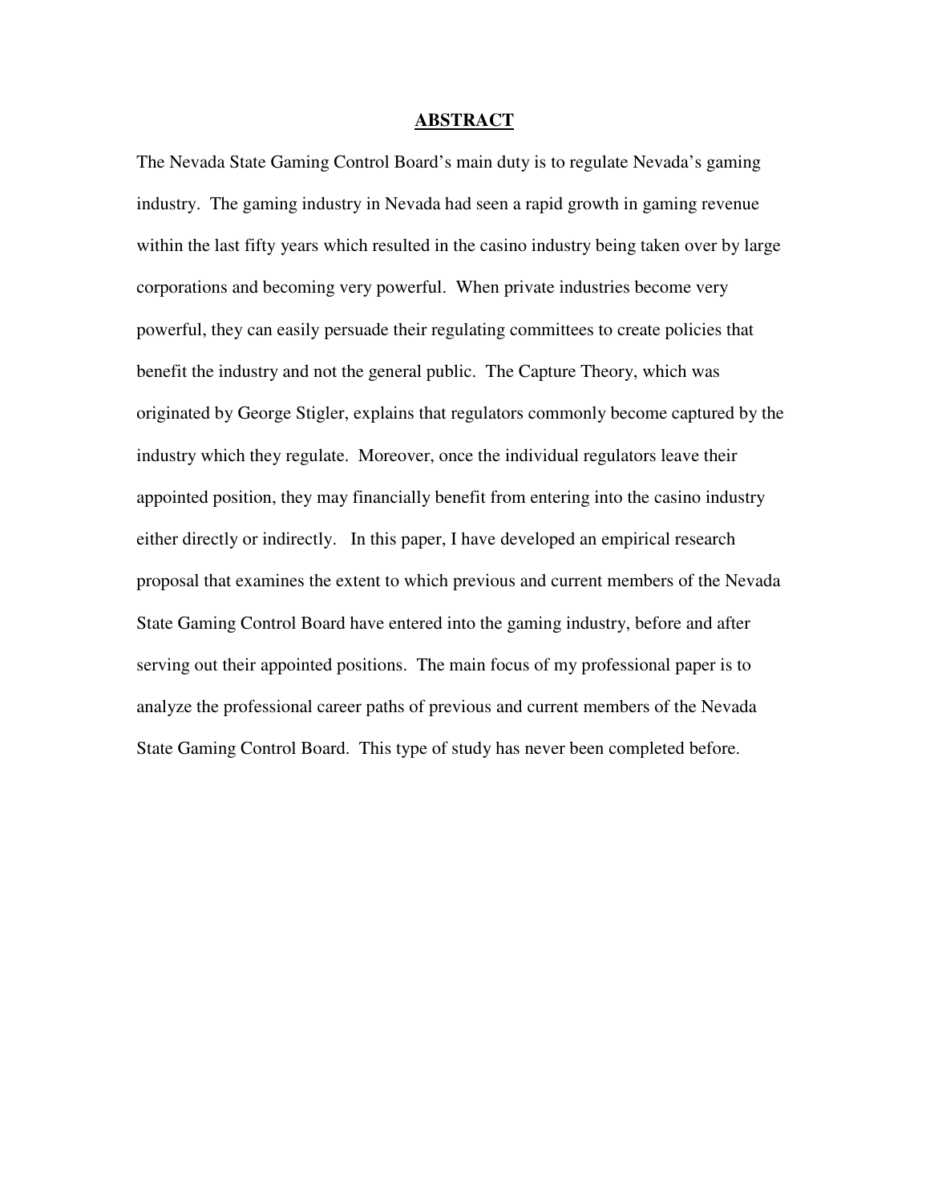## ABSTRACT

The Nevada State Gaming Control Board's main duty is to regulate Nevada's gaming industry. The gaming industry in Nevada had seen a rapid growth in gaming revenue within the last fifty years which resulted in the casino industry being taken over by large corporations and becoming very powerful. When private industries become very powerful, they can easily persuade their regulating committees to create policies that benefit the industry and not the general public. The Capture Theory, which was originated by George Stigler, explains that regulators commonly become captured by the industry which they regulate. Moreover, once the individual regulators leave their appointed position, they may financially benefit from entering into the casino industry either directly or indirectly. In this paper, I have developed an empirical research proposal that examines the extent to which previous and current members of the Nevada State Gaming Control Board have entered into the gaming industry, before and after serving out their appointed positions. The main focus of my professional paper is to analyze the professional career paths of previous and current members of the Nevada State Gaming Control Board. This type of study has never been completed before.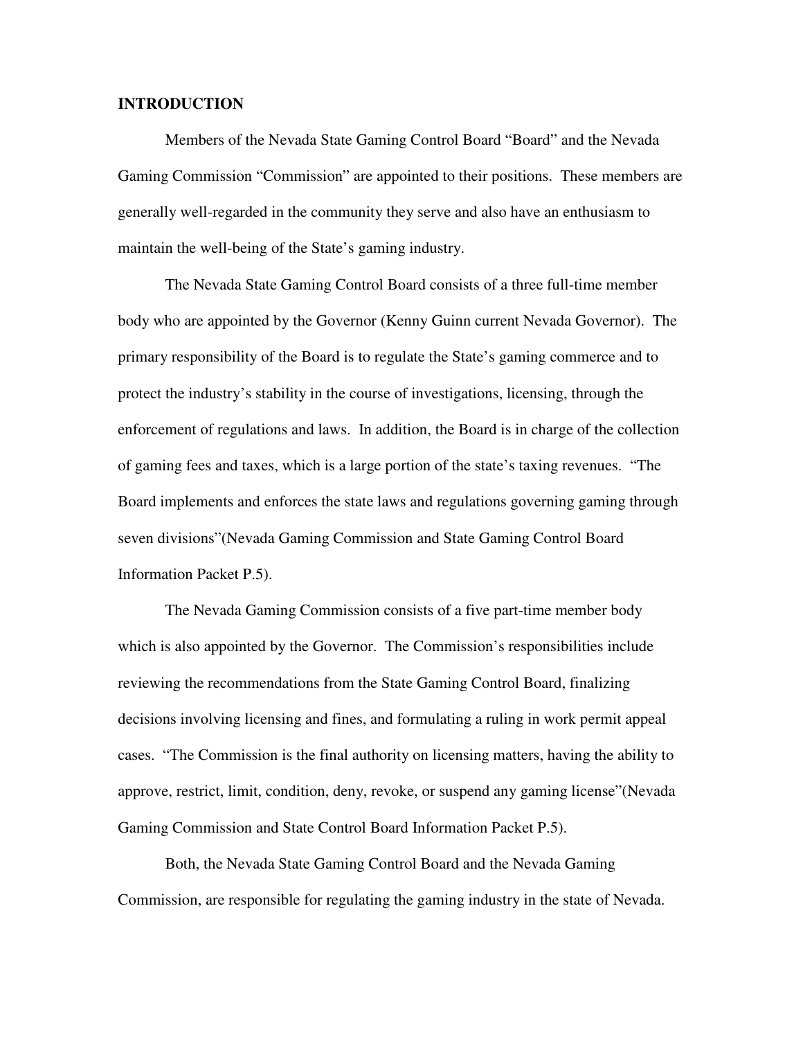**INTRODUCTION**

Members of the Nevada State Gaming Control Board "Board" and the Nevada Gaming Commission "Commission" are appointed to their positions. These members are generally well-regarded in the community they serve and also have an enthusiasm to maintain the well-being of the State's gaming industry.

The Nevada State Gaming Control Board consists of a three full-time member body who are appointed by the Governor (Kenny Guinn current Nevada Governor). The primary responsibility of the Board is to regulate the State's gaming commerce and to protect the industry's stability in the course of investigations, licensing, through the enforcement of regulations and laws. In addition, the Board is in charge of the collection of gaming fees and taxes, which is a large portion of the state's taxing revenues. "The Board implements and enforces the state laws and regulations governing gaming through seven divisions"(Nevada Gaming Commission and State Gaming Control Board Information Packet P.5).

The Nevada Gaming Commission consists of a five part-time member body which is also appointed by the Governor. The Commission's responsibilities include reviewing the recommendations from the State Gaming Control Board, finalizing decisions involving licensing and fines, and formulating a ruling in work permit appeal cases. "The Commission is the final authority on licensing matters, having the ability to approve, restrict, limit, condition, deny, revoke, or suspend any gaming license"(Nevada Gaming Commission and State Control Board Information Packet P.5).

Both, the Nevada State Gaming Control Board and the Nevada Gaming Commission, are responsible for regulating the gaming industry in the state of Nevada.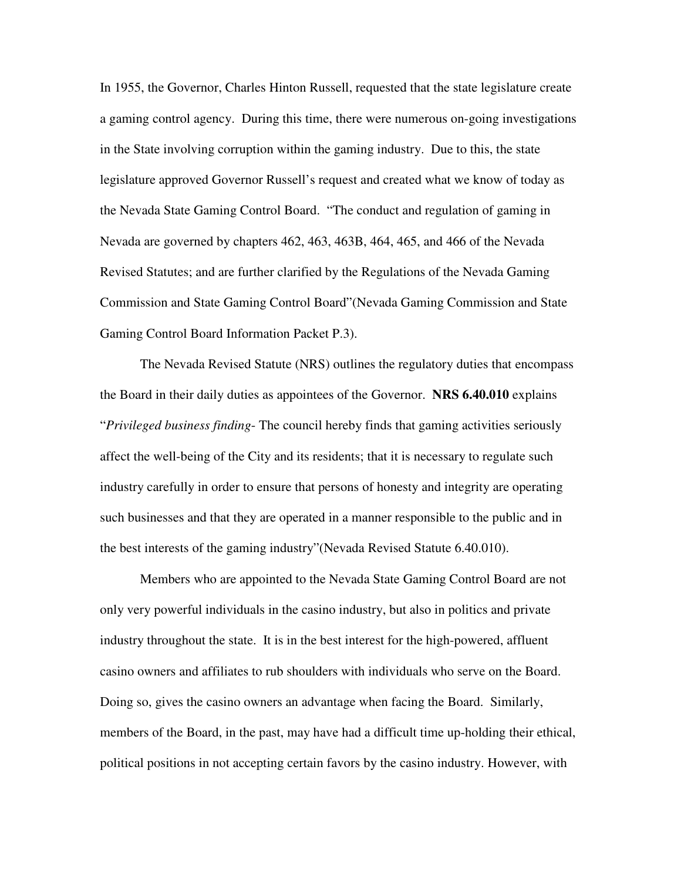In 1955, the Governor, Charles Hinton Russell, requested that the state legislature create a gaming control agency. During this time, there were numerous on-going investigations in the State involving corruption within the gaming industry. Due to this, the state legislature approved Governor Russell's request and created what we know of today as the Nevada State Gaming Control Board. "The conduct and regulation of gaming in Nevada are governed by chapters 462, 463, 463B, 464, 465, and 466 of the Nevada Revised Statutes; and are further clarified by the Regulations of the Nevada Gaming Commission and State Gaming Control Board"(Nevada Gaming Commission and State Gaming Control Board Information Packet P.3).

The Nevada Revised Statute (NRS) outlines the regulatory duties that encompass the Board in their daily duties as appointees of the Governor. **NRS 6.40.010** explains "*Privileged business finding*- The council hereby finds that gaming activities seriously affect the well-being of the City and its residents; that it is necessary to regulate such industry carefully in order to ensure that persons of honesty and integrity are operating such businesses and that they are operated in a manner responsible to the public and in the best interests of the gaming industry"(Nevada Revised Statute 6.40.010).

Members who are appointed to the Nevada State Gaming Control Board are not only very powerful individuals in the casino industry, but also in politics and private industry throughout the state. It is in the best interest for the high-powered, affluent casino owners and affiliates to rub shoulders with individuals who serve on the Board. Doing so, gives the casino owners an advantage when facing the Board. Similarly, members of the Board, in the past, may have had a difficult time up-holding their ethical, political positions in not accepting certain favors by the casino industry. However, with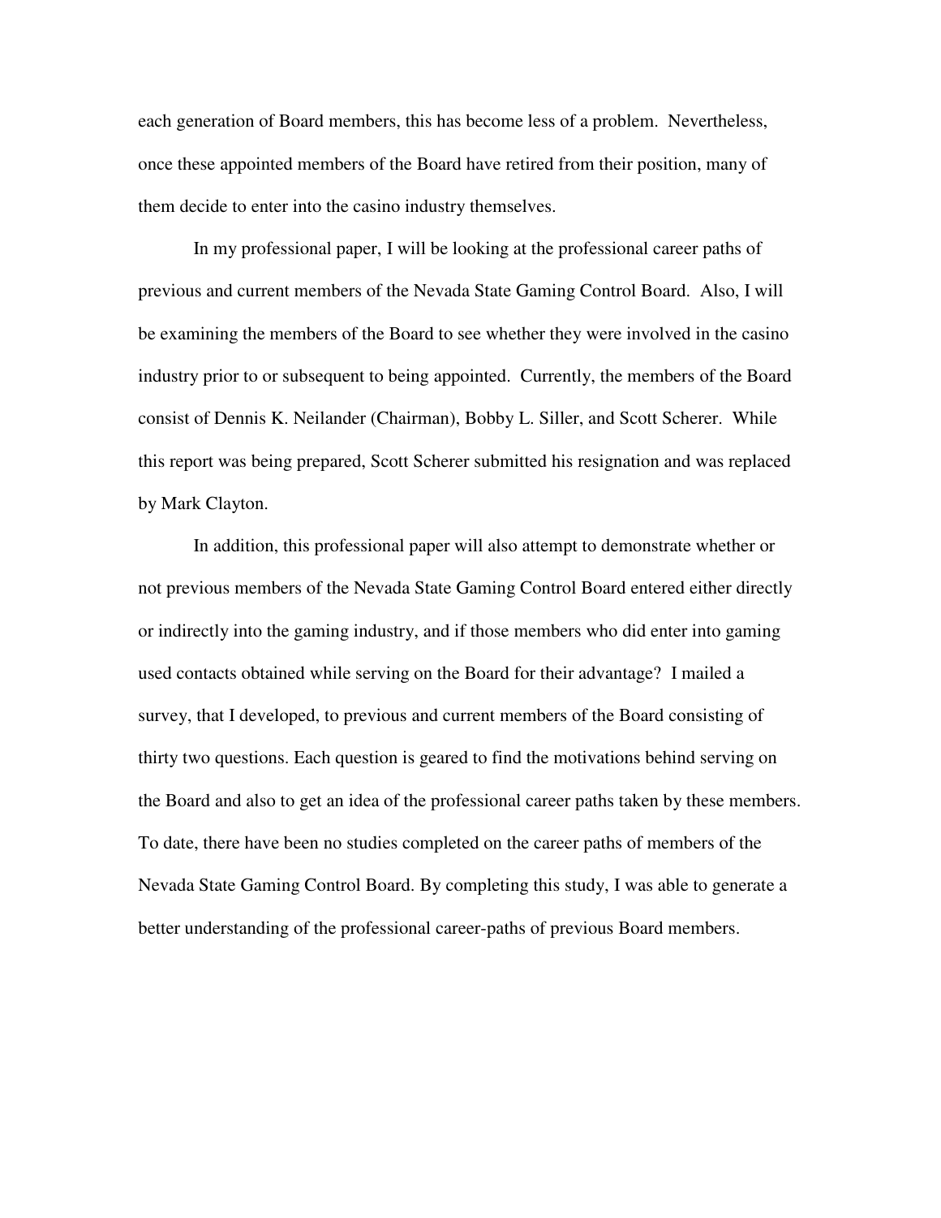each generation of Board members, this has become less of a problem. Nevertheless, once these appointed members of the Board have retired from their position, many of them decide to enter into the casino industry themselves.

In my professional paper, I will be looking at the professional career paths of previous and current members of the Nevada State Gaming Control Board. Also, I will be examining the members of the Board to see whether they were involved in the casino industry prior to or subsequent to being appointed. Currently, the members of the Board consist of Dennis K. Neilander (Chairman), Bobby L. Siller, and Scott Scherer. While this report was being prepared, Scott Scherer submitted his resignation and was replaced by Mark Clayton.

In addition, this professional paper will also attempt to demonstrate whether or not previous members of the Nevada State Gaming Control Board entered either directly or indirectly into the gaming industry, and if those members who did enter into gaming used contacts obtained while serving on the Board for their advantage? I mailed a survey, that I developed, to previous and current members of the Board consisting of thirty two questions. Each question is geared to find the motivations behind serving on the Board and also to get an idea of the professional career paths taken by these members. To date, there have been no studies completed on the career paths of members of the Nevada State Gaming Control Board. By completing this study, I was able to generate a better understanding of the professional career-paths of previous Board members.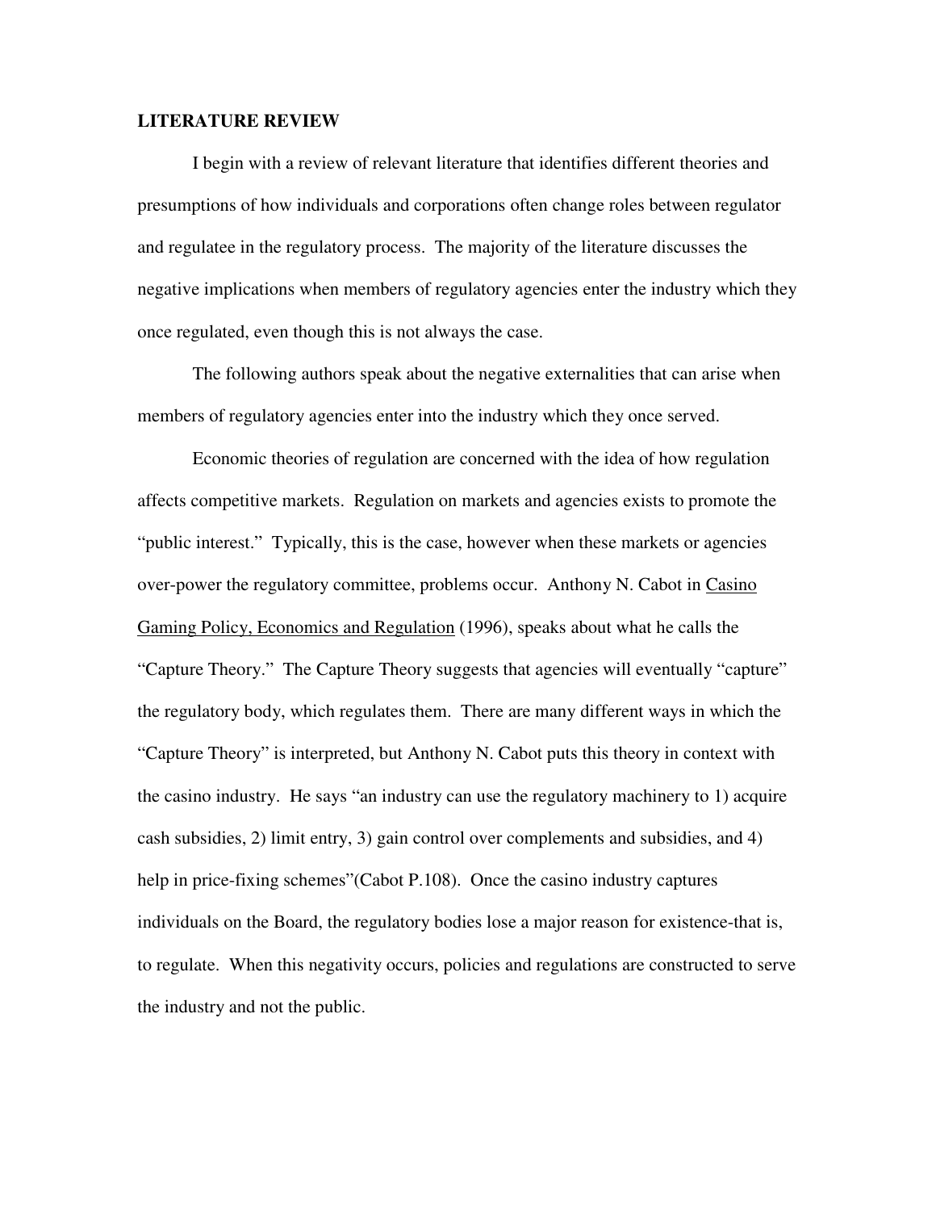## LITERATURE REVIEW

I begin with a review of relevant literature that identifies different theories and presumptions of how individuals and corporations often change roles between regulator and regulatee in the regulatory process. The majority of the literature discusses the negative implications when members of regulatory agencies enter the industry which they once regulated, even though this is not always the case.

The following authors speak about the negative externalities that can arise when members of regulatory agencies enter into the industry which they once served.

Economic theories of regulation are concerned with the idea of how regulation affects competitive markets. Regulation on markets and agencies exists to promote the "public interest." Typically, this is the case, however when these markets or agencies over-power the regulatory committee, problems occur. Anthony N. Cabot in <u>Casino Gaming Policy, Economics and Regulation</u> (1996), speaks about what he calls the "Capture Theory." The Capture Theory suggests that agencies will eventually "capture" the regulatory body, which regulates them. There are many different ways in which the "Capture Theory" is interpreted, but Anthony N. Cabot puts this theory in context with the casino industry. He says "an industry can use the regulatory machinery to 1) acquire cash subsidies, 2) limit entry, 3) gain control over complements and subsidies, and 4) help in price-fixing schemes"(Cabot P.108). Once the casino industry captures individuals on the Board, the regulatory bodies lose a major reason for existence-that is, to regulate. When this negativity occurs, policies and regulations are constructed to serve the industry and not the public.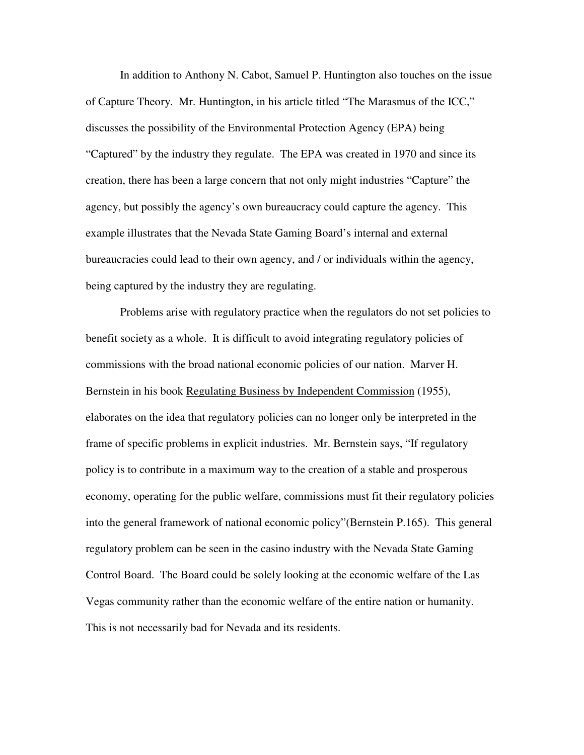In addition to Anthony N. Cabot, Samuel P. Huntington also touches on the issue of Capture Theory. Mr. Huntington, in his article titled "The Marasmus of the ICC," discusses the possibility of the Environmental Protection Agency (EPA) being "Captured" by the industry they regulate. The EPA was created in 1970 and since its creation, there has been a large concern that not only might industries "Capture" the agency, but possibly the agency's own bureaucracy could capture the agency. This example illustrates that the Nevada State Gaming Board's internal and external bureaucracies could lead to their own agency, and / or individuals within the agency, being captured by the industry they are regulating.

Problems arise with regulatory practice when the regulators do not set policies to benefit society as a whole. It is difficult to avoid integrating regulatory policies of commissions with the broad national economic policies of our nation. Marver H. Bernstein in his book Regulating Business by Independent Commission (1955), elaborates on the idea that regulatory policies can no longer only be interpreted in the frame of specific problems in explicit industries. Mr. Bernstein says, "If regulatory policy is to contribute in a maximum way to the creation of a stable and prosperous economy, operating for the public welfare, commissions must fit their regulatory policies into the general framework of national economic policy"(Bernstein P.165). This general regulatory problem can be seen in the casino industry with the Nevada State Gaming Control Board. The Board could be solely looking at the economic welfare of the Las Vegas community rather than the economic welfare of the entire nation or humanity. This is not necessarily bad for Nevada and its residents.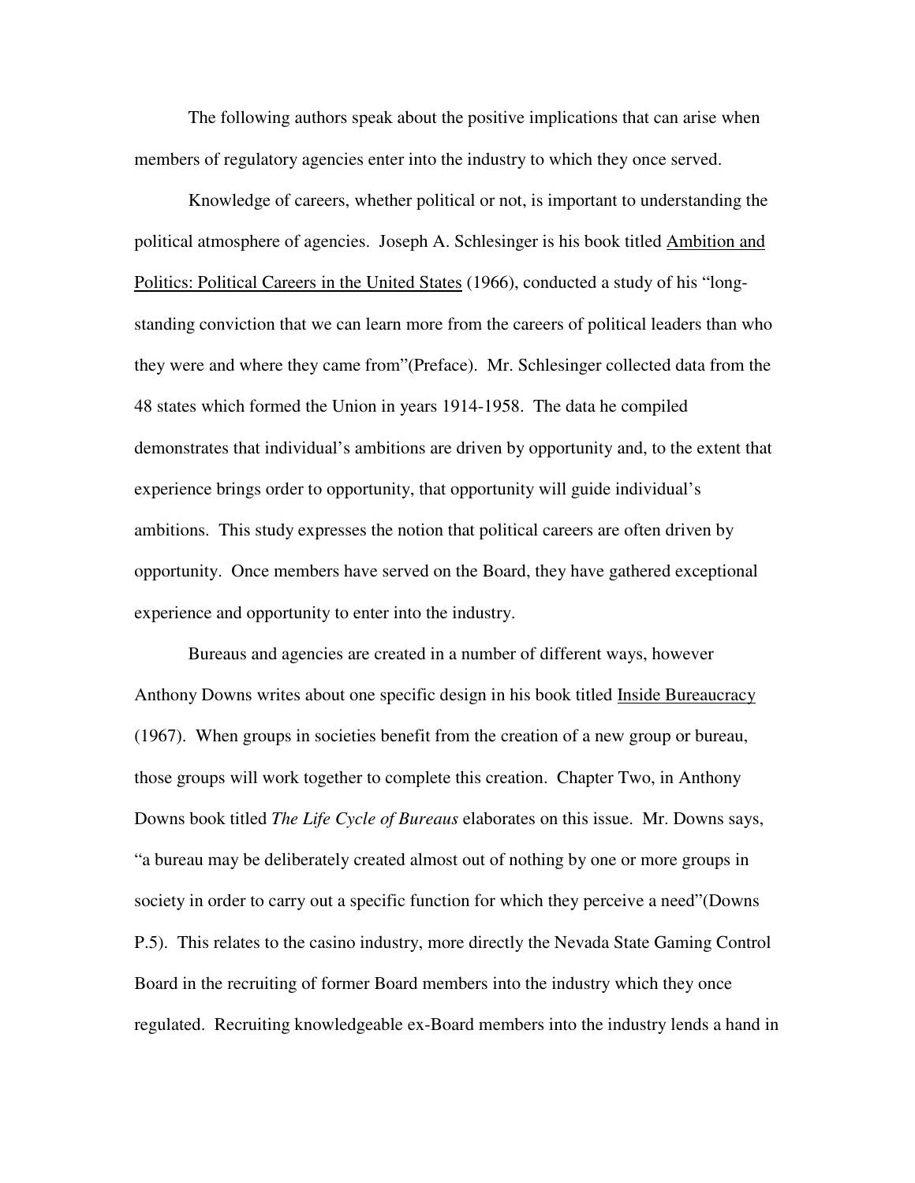The following authors speak about the positive implications that can arise when members of regulatory agencies enter into the industry to which they once served.

Knowledge of careers, whether political or not, is important to understanding the political atmosphere of agencies. Joseph A. Schlesinger is his book titled <u>Ambition and Politics: Political Careers in the United States</u> (1966), conducted a study of his "long-standing conviction that we can learn more from the careers of political leaders than who they were and where they came from"(Preface). Mr. Schlesinger collected data from the 48 states which formed the Union in years 1914-1958. The data he compiled demonstrates that individual's ambitions are driven by opportunity and, to the extent that experience brings order to opportunity, that opportunity will guide individual's ambitions. This study expresses the notion that political careers are often driven by opportunity. Once members have served on the Board, they have gathered exceptional experience and opportunity to enter into the industry.

Bureaus and agencies are created in a number of different ways, however Anthony Downs writes about one specific design in his book titled <u>Inside Bureaucracy</u> (1967). When groups in societies benefit from the creation of a new group or bureau, those groups will work together to complete this creation. Chapter Two, in Anthony Downs book titled *The Life Cycle of Bureaus* elaborates on this issue. Mr. Downs says, "a bureau may be deliberately created almost out of nothing by one or more groups in society in order to carry out a specific function for which they perceive a need"(Downs P.5). This relates to the casino industry, more directly the Nevada State Gaming Control Board in the recruiting of former Board members into the industry which they once regulated. Recruiting knowledgeable ex-Board members into the industry lends a hand in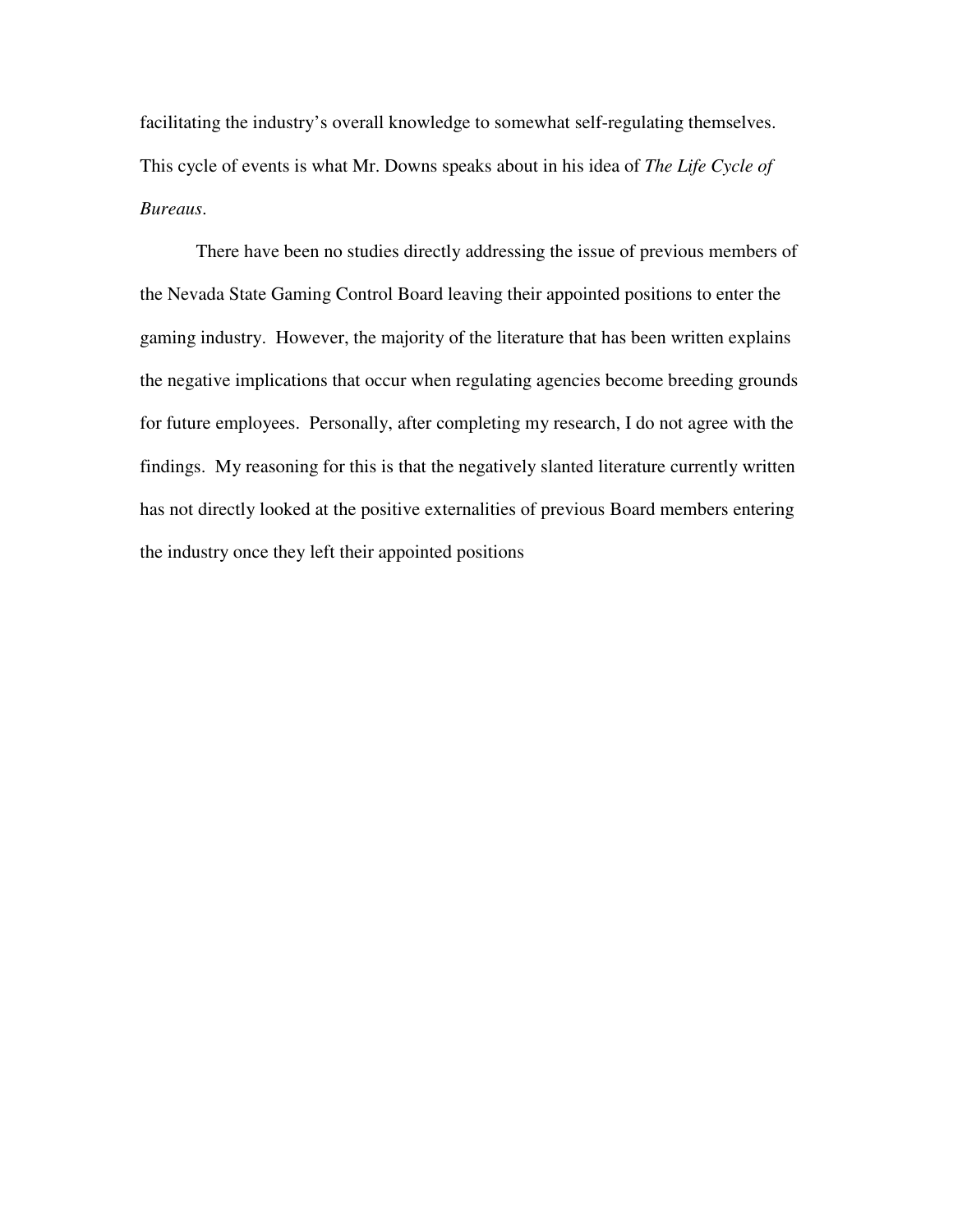facilitating the industry's overall knowledge to somewhat self-regulating themselves. This cycle of events is what Mr. Downs speaks about in his idea of *The Life Cycle of Bureaus*.

There have been no studies directly addressing the issue of previous members of the Nevada State Gaming Control Board leaving their appointed positions to enter the gaming industry. However, the majority of the literature that has been written explains the negative implications that occur when regulating agencies become breeding grounds for future employees. Personally, after completing my research, I do not agree with the findings. My reasoning for this is that the negatively slanted literature currently written has not directly looked at the positive externalities of previous Board members entering the industry once they left their appointed positions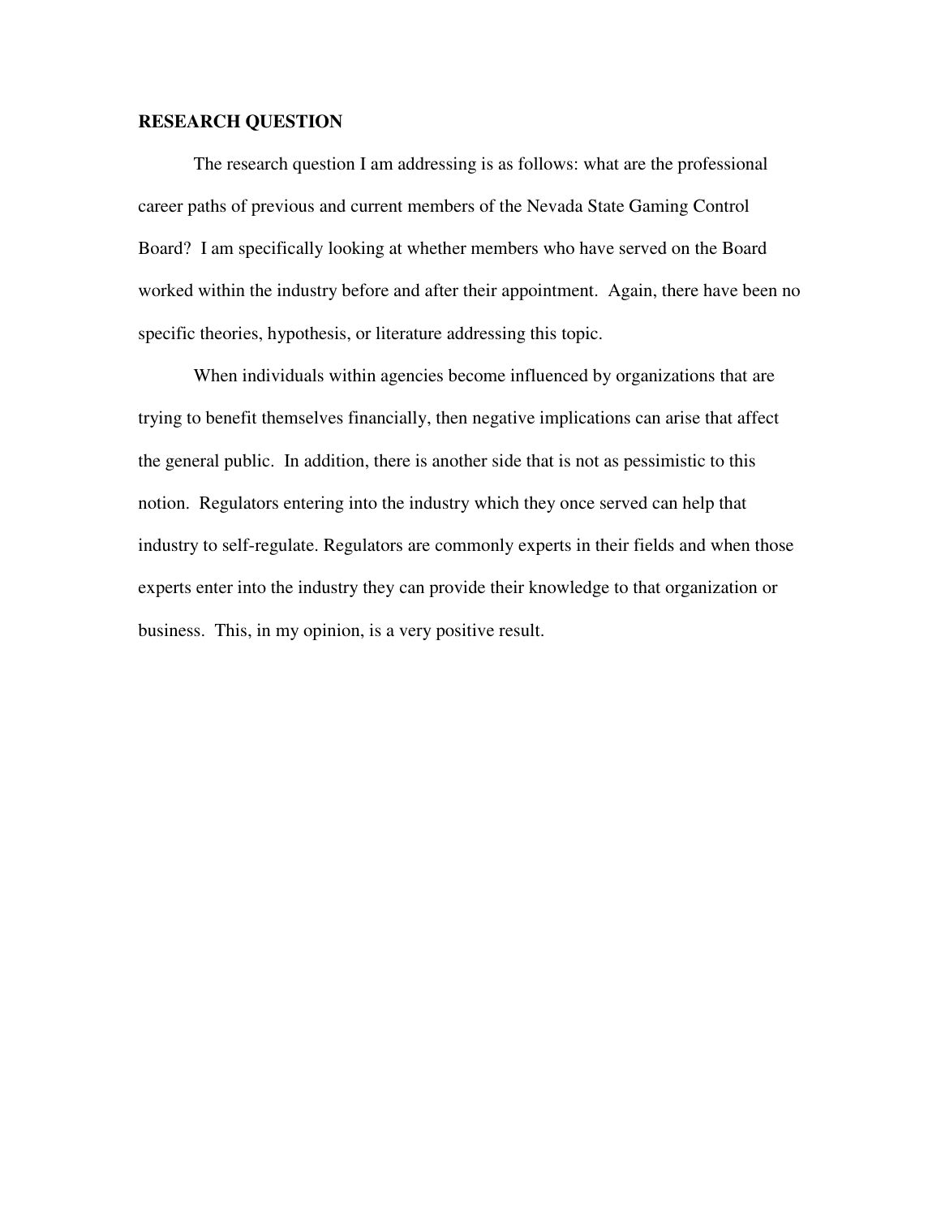## RESEARCH QUESTION

The research question I am addressing is as follows: what are the professional career paths of previous and current members of the Nevada State Gaming Control Board? I am specifically looking at whether members who have served on the Board worked within the industry before and after their appointment. Again, there have been no specific theories, hypothesis, or literature addressing this topic.

When individuals within agencies become influenced by organizations that are trying to benefit themselves financially, then negative implications can arise that affect the general public. In addition, there is another side that is not as pessimistic to this notion. Regulators entering into the industry which they once served can help that industry to self-regulate. Regulators are commonly experts in their fields and when those experts enter into the industry they can provide their knowledge to that organization or business. This, in my opinion, is a very positive result.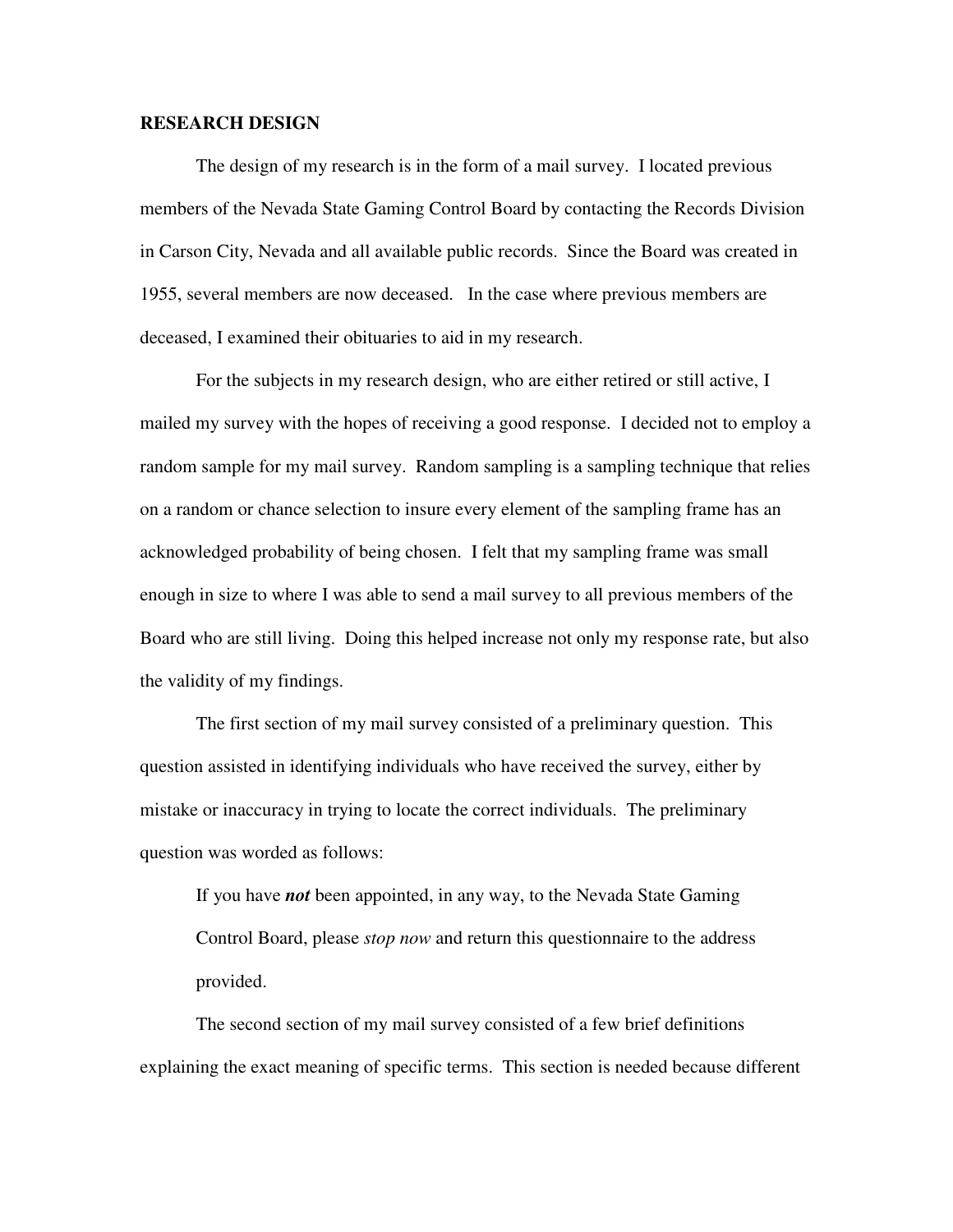**RESEARCH DESIGN**

The design of my research is in the form of a mail survey. I located previous members of the Nevada State Gaming Control Board by contacting the Records Division in Carson City, Nevada and all available public records. Since the Board was created in 1955, several members are now deceased. In the case where previous members are deceased, I examined their obituaries to aid in my research.

For the subjects in my research design, who are either retired or still active, I mailed my survey with the hopes of receiving a good response. I decided not to employ a random sample for my mail survey. Random sampling is a sampling technique that relies on a random or chance selection to insure every element of the sampling frame has an acknowledged probability of being chosen. I felt that my sampling frame was small enough in size to where I was able to send a mail survey to all previous members of the Board who are still living. Doing this helped increase not only my response rate, but also the validity of my findings.

The first section of my mail survey consisted of a preliminary question. This question assisted in identifying individuals who have received the survey, either by mistake or inaccuracy in trying to locate the correct individuals. The preliminary question was worded as follows:

> If you have ***not*** been appointed, in any way, to the Nevada State Gaming Control Board, please *stop now* and return this questionnaire to the address provided.

The second section of my mail survey consisted of a few brief definitions explaining the exact meaning of specific terms. This section is needed because different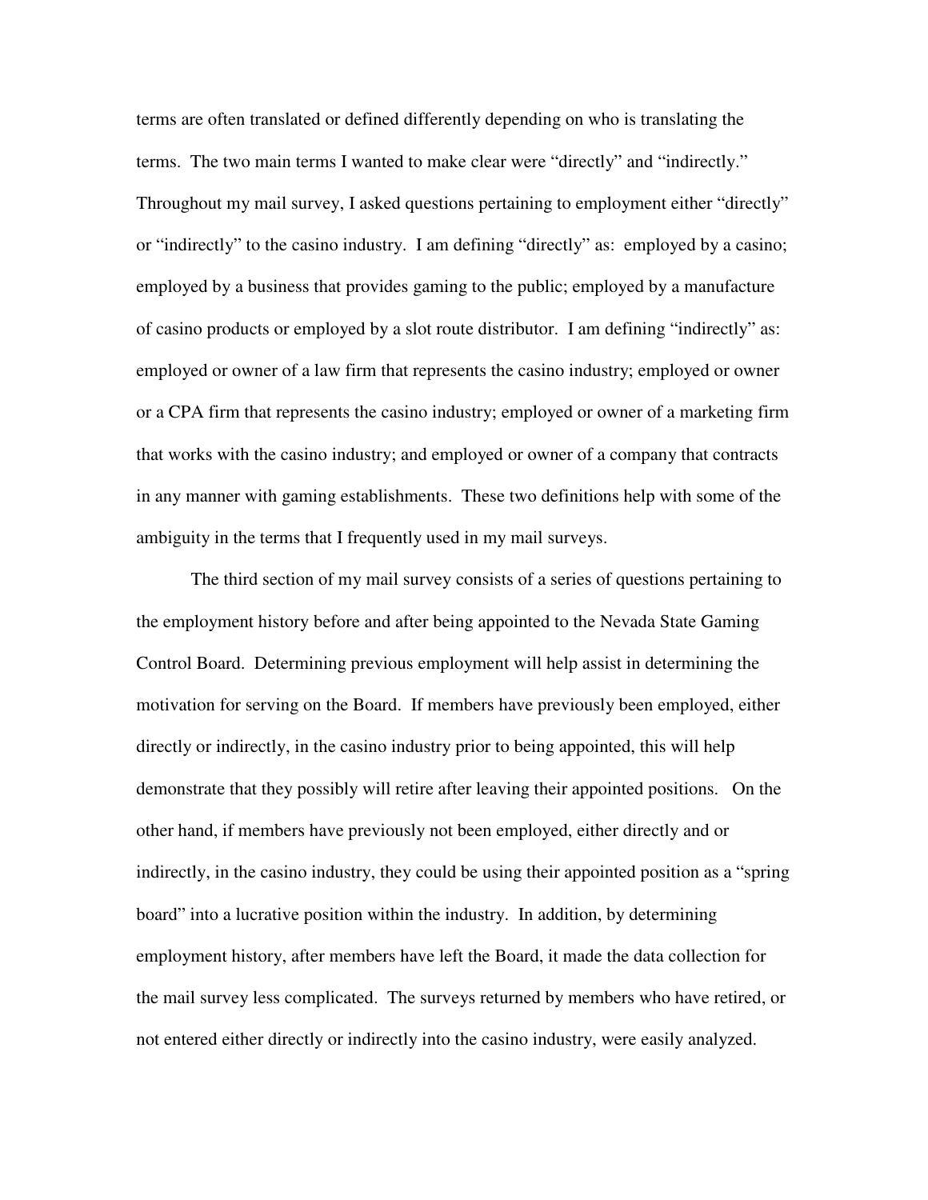terms are often translated or defined differently depending on who is translating the terms. The two main terms I wanted to make clear were "directly" and "indirectly." Throughout my mail survey, I asked questions pertaining to employment either "directly" or "indirectly" to the casino industry. I am defining "directly" as: employed by a casino; employed by a business that provides gaming to the public; employed by a manufacture of casino products or employed by a slot route distributor. I am defining "indirectly" as: employed or owner of a law firm that represents the casino industry; employed or owner or a CPA firm that represents the casino industry; employed or owner of a marketing firm that works with the casino industry; and employed or owner of a company that contracts in any manner with gaming establishments. These two definitions help with some of the ambiguity in the terms that I frequently used in my mail surveys.

The third section of my mail survey consists of a series of questions pertaining to the employment history before and after being appointed to the Nevada State Gaming Control Board. Determining previous employment will help assist in determining the motivation for serving on the Board. If members have previously been employed, either directly or indirectly, in the casino industry prior to being appointed, this will help demonstrate that they possibly will retire after leaving their appointed positions. On the other hand, if members have previously not been employed, either directly and or indirectly, in the casino industry, they could be using their appointed position as a "spring board" into a lucrative position within the industry. In addition, by determining employment history, after members have left the Board, it made the data collection for the mail survey less complicated. The surveys returned by members who have retired, or not entered either directly or indirectly into the casino industry, were easily analyzed.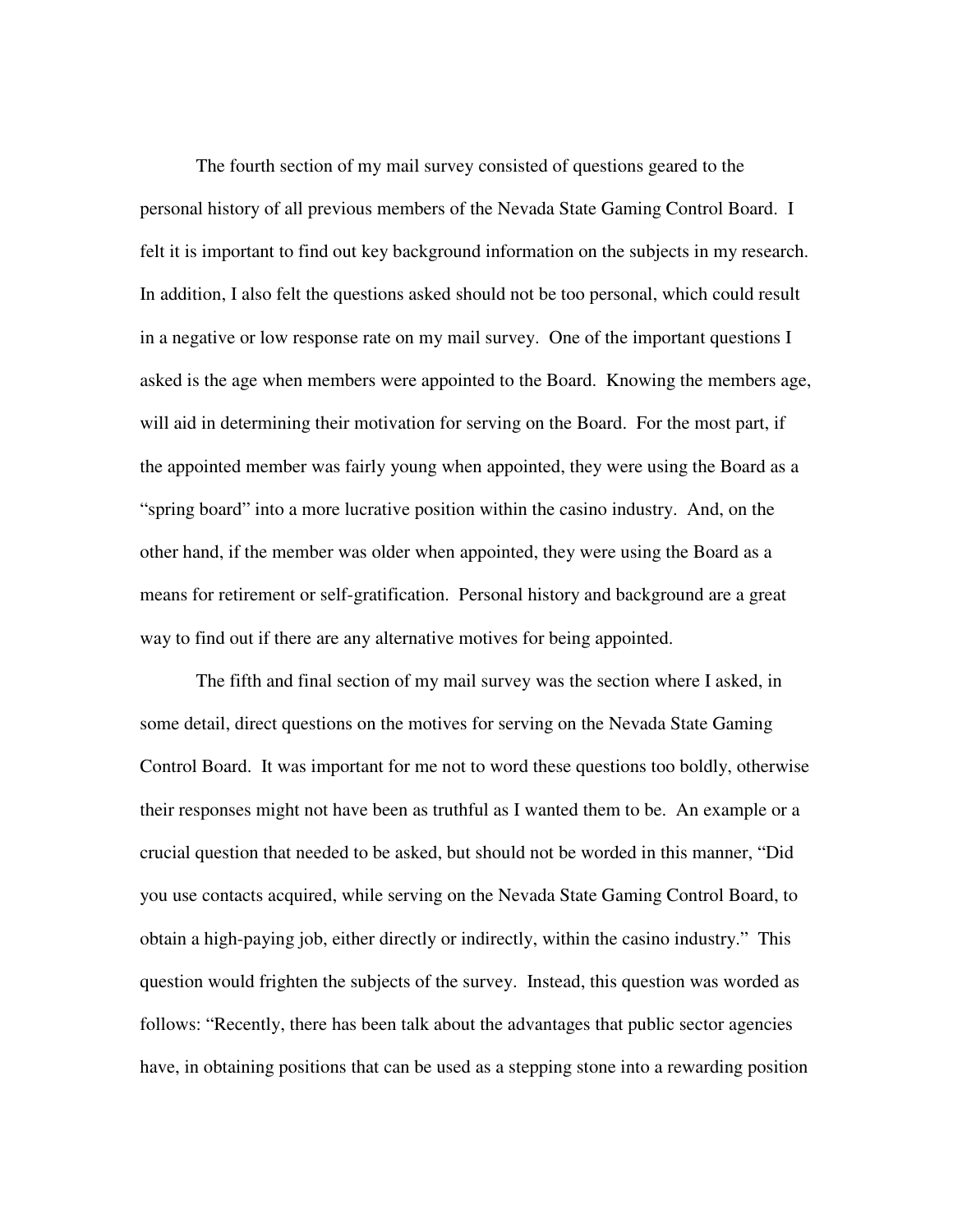The fourth section of my mail survey consisted of questions geared to the personal history of all previous members of the Nevada State Gaming Control Board. I felt it is important to find out key background information on the subjects in my research. In addition, I also felt the questions asked should not be too personal, which could result in a negative or low response rate on my mail survey. One of the important questions I asked is the age when members were appointed to the Board. Knowing the members age, will aid in determining their motivation for serving on the Board. For the most part, if the appointed member was fairly young when appointed, they were using the Board as a "spring board" into a more lucrative position within the casino industry. And, on the other hand, if the member was older when appointed, they were using the Board as a means for retirement or self-gratification. Personal history and background are a great way to find out if there are any alternative motives for being appointed.

The fifth and final section of my mail survey was the section where I asked, in some detail, direct questions on the motives for serving on the Nevada State Gaming Control Board. It was important for me not to word these questions too boldly, otherwise their responses might not have been as truthful as I wanted them to be. An example or a crucial question that needed to be asked, but should not be worded in this manner, "Did you use contacts acquired, while serving on the Nevada State Gaming Control Board, to obtain a high-paying job, either directly or indirectly, within the casino industry." This question would frighten the subjects of the survey. Instead, this question was worded as follows: "Recently, there has been talk about the advantages that public sector agencies have, in obtaining positions that can be used as a stepping stone into a rewarding position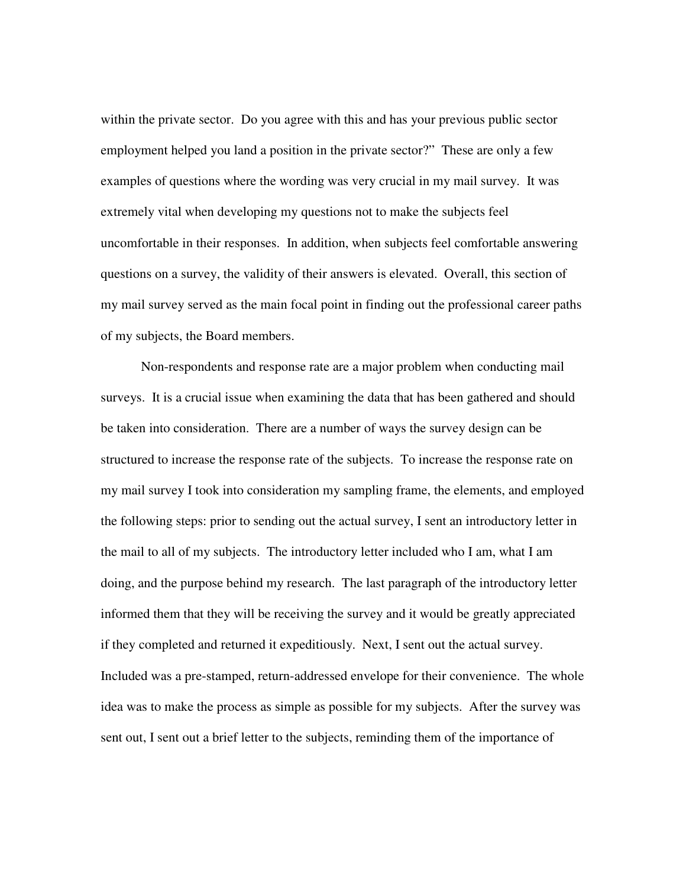within the private sector. Do you agree with this and has your previous public sector employment helped you land a position in the private sector?" These are only a few examples of questions where the wording was very crucial in my mail survey. It was extremely vital when developing my questions not to make the subjects feel uncomfortable in their responses. In addition, when subjects feel comfortable answering questions on a survey, the validity of their answers is elevated. Overall, this section of my mail survey served as the main focal point in finding out the professional career paths of my subjects, the Board members.

Non-respondents and response rate are a major problem when conducting mail surveys. It is a crucial issue when examining the data that has been gathered and should be taken into consideration. There are a number of ways the survey design can be structured to increase the response rate of the subjects. To increase the response rate on my mail survey I took into consideration my sampling frame, the elements, and employed the following steps: prior to sending out the actual survey, I sent an introductory letter in the mail to all of my subjects. The introductory letter included who I am, what I am doing, and the purpose behind my research. The last paragraph of the introductory letter informed them that they will be receiving the survey and it would be greatly appreciated if they completed and returned it expeditiously. Next, I sent out the actual survey. Included was a pre-stamped, return-addressed envelope for their convenience. The whole idea was to make the process as simple as possible for my subjects. After the survey was sent out, I sent out a brief letter to the subjects, reminding them of the importance of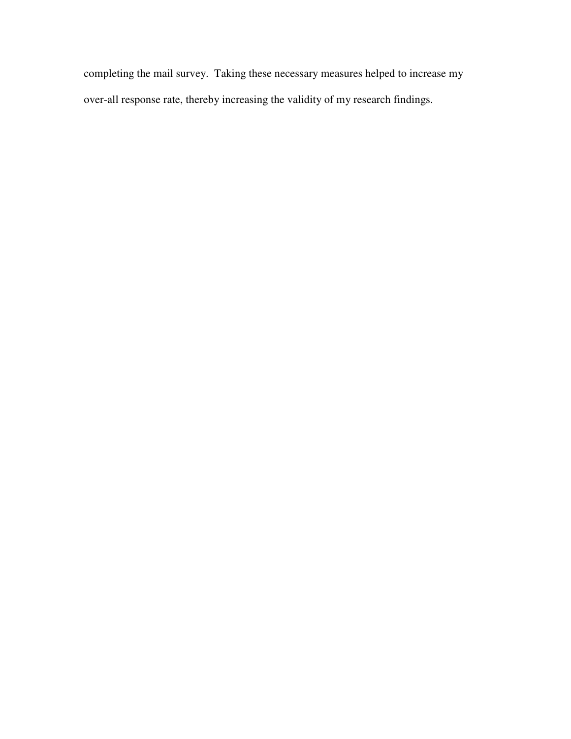completing the mail survey. Taking these necessary measures helped to increase my over-all response rate, thereby increasing the validity of my research findings.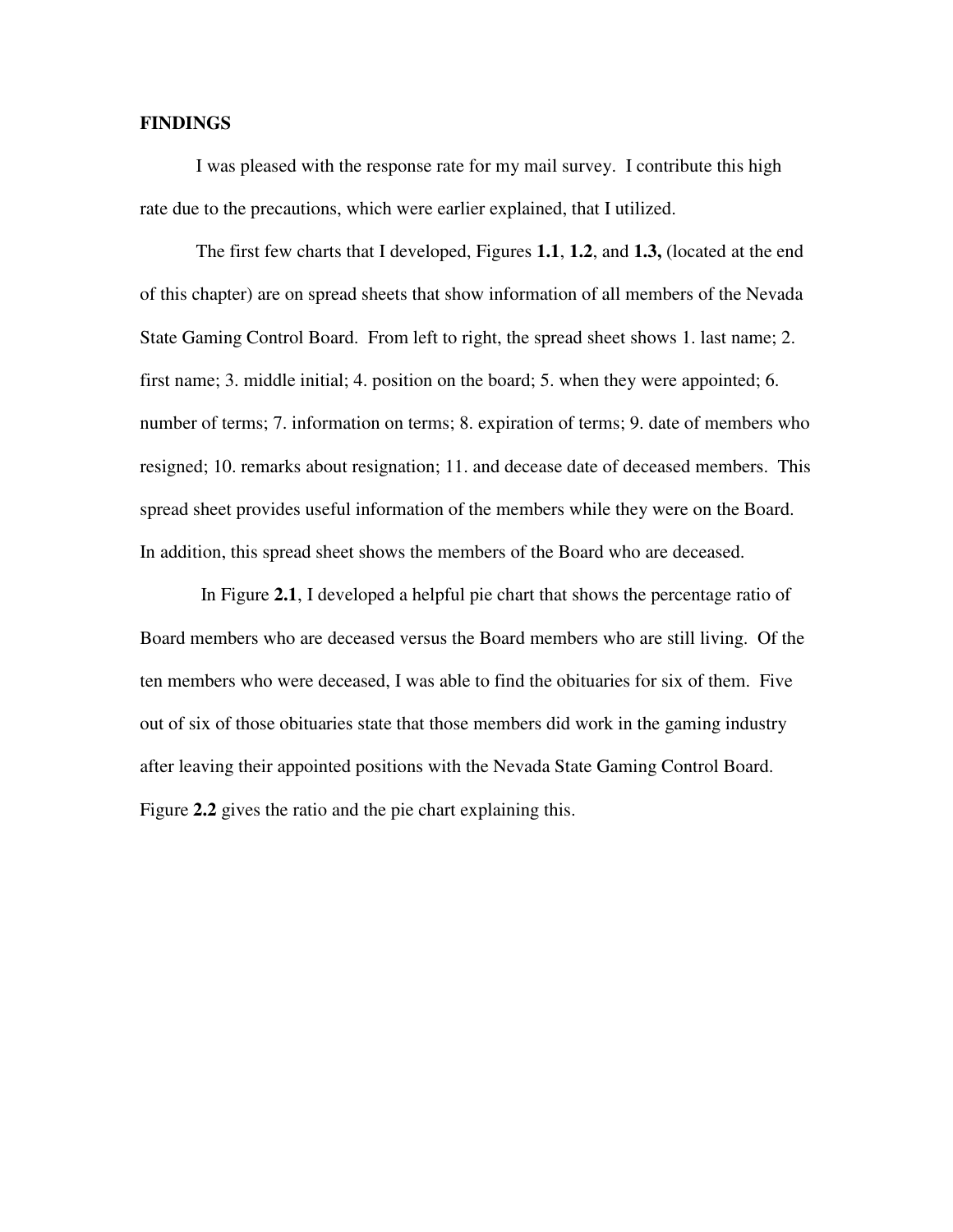**FINDINGS**

I was pleased with the response rate for my mail survey. I contribute this high rate due to the precautions, which were earlier explained, that I utilized.

The first few charts that I developed, Figures **1.1**, **1.2**, and **1.3,** (located at the end of this chapter) are on spread sheets that show information of all members of the Nevada State Gaming Control Board. From left to right, the spread sheet shows 1. last name; 2. first name; 3. middle initial; 4. position on the board; 5. when they were appointed; 6. number of terms; 7. information on terms; 8. expiration of terms; 9. date of members who resigned; 10. remarks about resignation; 11. and decease date of deceased members. This spread sheet provides useful information of the members while they were on the Board. In addition, this spread sheet shows the members of the Board who are deceased.

In Figure **2.1**, I developed a helpful pie chart that shows the percentage ratio of Board members who are deceased versus the Board members who are still living. Of the ten members who were deceased, I was able to find the obituaries for six of them. Five out of six of those obituaries state that those members did work in the gaming industry after leaving their appointed positions with the Nevada State Gaming Control Board. Figure **2.2** gives the ratio and the pie chart explaining this.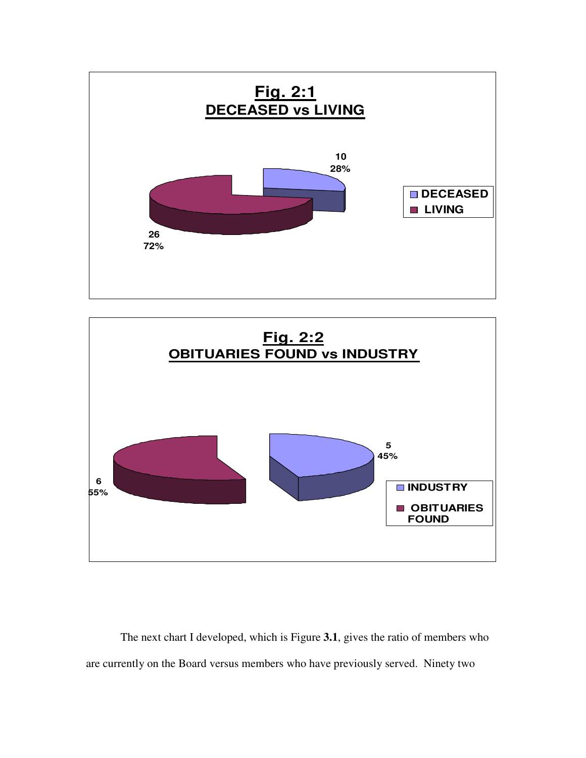**Fig. 2:1**
**DECEASED vs LIVING**

| Category | Count | Percent |
|---|---|---|
| DECEASED | 10 | 28% |
| LIVING | 26 | 72% |

**Fig. 2:2**
**OBITUARIES FOUND vs INDUSTRY**

| Category | Count | Percent |
|---|---|---|
| INDUSTRY | 5 | 45% |
| OBITUARIES FOUND | 6 | 55% |

The next chart I developed, which is Figure **3.1**, gives the ratio of members who are currently on the Board versus members who have previously served. Ninety two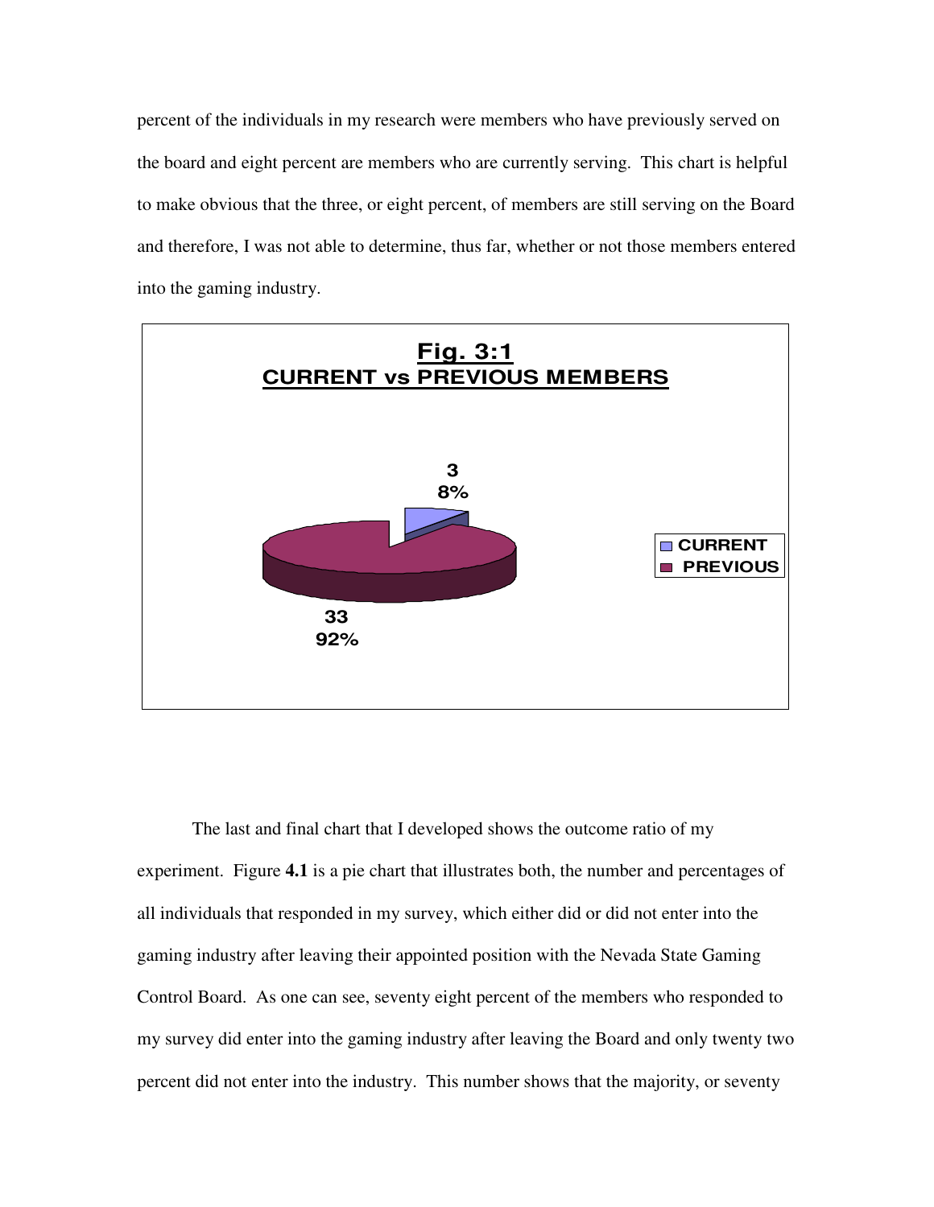percent of the individuals in my research were members who have previously served on the board and eight percent are members who are currently serving. This chart is helpful to make obvious that the three, or eight percent, of members are still serving on the Board and therefore, I was not able to determine, thus far, whether or not those members entered into the gaming industry.

**Fig. 3:1**
**CURRENT vs PREVIOUS MEMBERS**

| | Count | Percent |
|---|---|---|
| CURRENT | 3 | 8% |
| PREVIOUS | 33 | 92% |

The last and final chart that I developed shows the outcome ratio of my experiment. Figure **4.1** is a pie chart that illustrates both, the number and percentages of all individuals that responded in my survey, which either did or did not enter into the gaming industry after leaving their appointed position with the Nevada State Gaming Control Board. As one can see, seventy eight percent of the members who responded to my survey did enter into the gaming industry after leaving the Board and only twenty two percent did not enter into the industry. This number shows that the majority, or seventy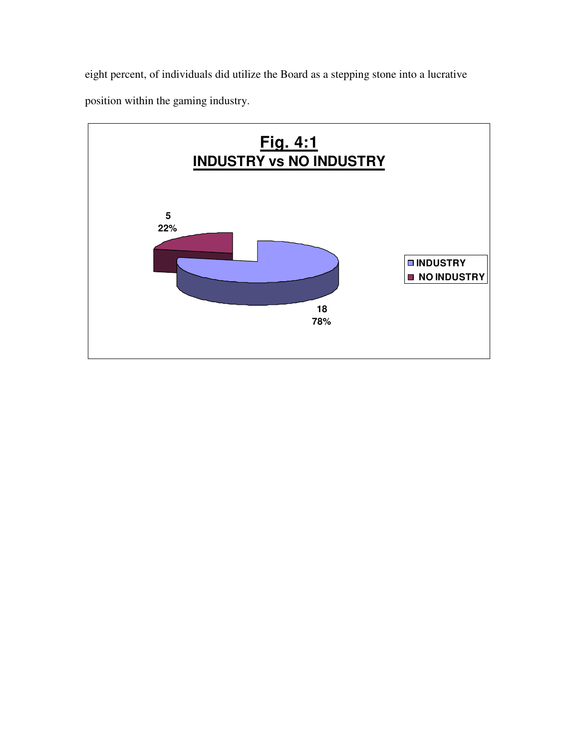eight percent, of individuals did utilize the Board as a stepping stone into a lucrative position within the gaming industry.

**Fig. 4:1**
**INDUSTRY vs NO INDUSTRY**

| Category | Count | Percent |
|---|---|---|
| INDUSTRY | 18 | 78% |
| NO INDUSTRY | 5 | 22% |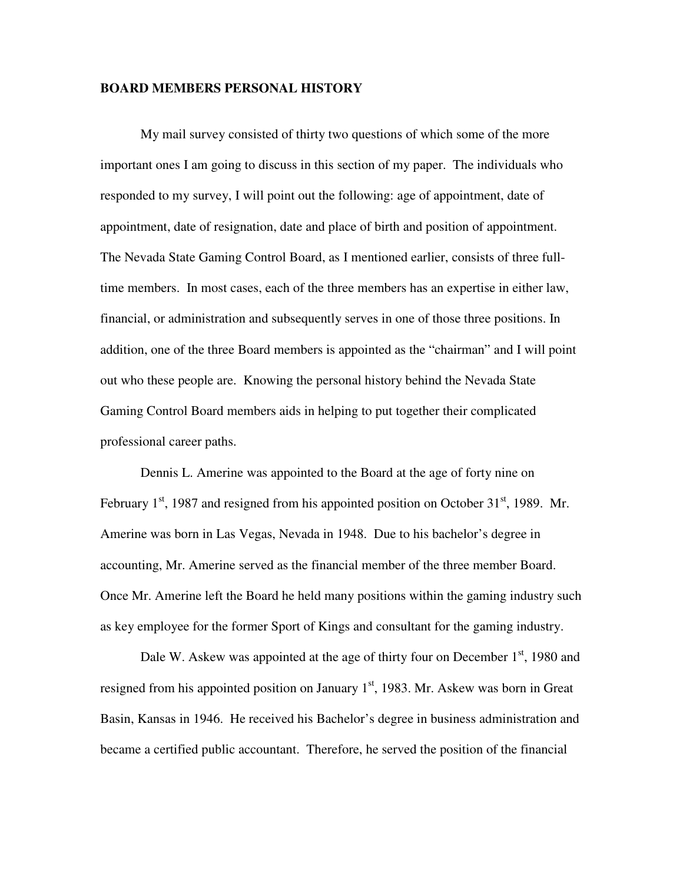**BOARD MEMBERS PERSONAL HISTORY**

My mail survey consisted of thirty two questions of which some of the more important ones I am going to discuss in this section of my paper. The individuals who responded to my survey, I will point out the following: age of appointment, date of appointment, date of resignation, date and place of birth and position of appointment. The Nevada State Gaming Control Board, as I mentioned earlier, consists of three full-time members. In most cases, each of the three members has an expertise in either law, financial, or administration and subsequently serves in one of those three positions. In addition, one of the three Board members is appointed as the "chairman" and I will point out who these people are. Knowing the personal history behind the Nevada State Gaming Control Board members aids in helping to put together their complicated professional career paths.

Dennis L. Amerine was appointed to the Board at the age of forty nine on February 1st, 1987 and resigned from his appointed position on October 31st, 1989. Mr. Amerine was born in Las Vegas, Nevada in 1948. Due to his bachelor's degree in accounting, Mr. Amerine served as the financial member of the three member Board. Once Mr. Amerine left the Board he held many positions within the gaming industry such as key employee for the former Sport of Kings and consultant for the gaming industry.

Dale W. Askew was appointed at the age of thirty four on December 1st, 1980 and resigned from his appointed position on January 1st, 1983. Mr. Askew was born in Great Basin, Kansas in 1946. He received his Bachelor's degree in business administration and became a certified public accountant. Therefore, he served the position of the financial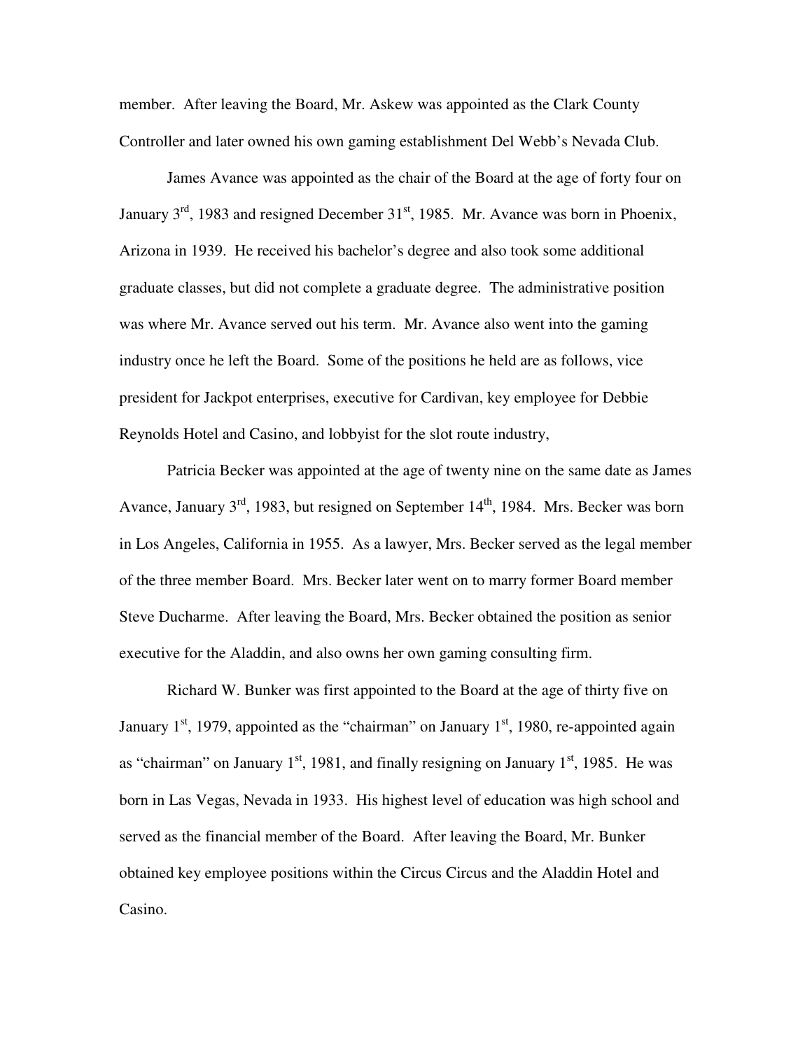member. After leaving the Board, Mr. Askew was appointed as the Clark County Controller and later owned his own gaming establishment Del Webb's Nevada Club.

James Avance was appointed as the chair of the Board at the age of forty four on January 3rd, 1983 and resigned December 31st, 1985. Mr. Avance was born in Phoenix, Arizona in 1939. He received his bachelor's degree and also took some additional graduate classes, but did not complete a graduate degree. The administrative position was where Mr. Avance served out his term. Mr. Avance also went into the gaming industry once he left the Board. Some of the positions he held are as follows, vice president for Jackpot enterprises, executive for Cardivan, key employee for Debbie Reynolds Hotel and Casino, and lobbyist for the slot route industry,

Patricia Becker was appointed at the age of twenty nine on the same date as James Avance, January 3rd, 1983, but resigned on September 14th, 1984. Mrs. Becker was born in Los Angeles, California in 1955. As a lawyer, Mrs. Becker served as the legal member of the three member Board. Mrs. Becker later went on to marry former Board member Steve Ducharme. After leaving the Board, Mrs. Becker obtained the position as senior executive for the Aladdin, and also owns her own gaming consulting firm.

Richard W. Bunker was first appointed to the Board at the age of thirty five on January 1st, 1979, appointed as the "chairman" on January 1st, 1980, re-appointed again as "chairman" on January 1st, 1981, and finally resigning on January 1st, 1985. He was born in Las Vegas, Nevada in 1933. His highest level of education was high school and served as the financial member of the Board. After leaving the Board, Mr. Bunker obtained key employee positions within the Circus Circus and the Aladdin Hotel and Casino.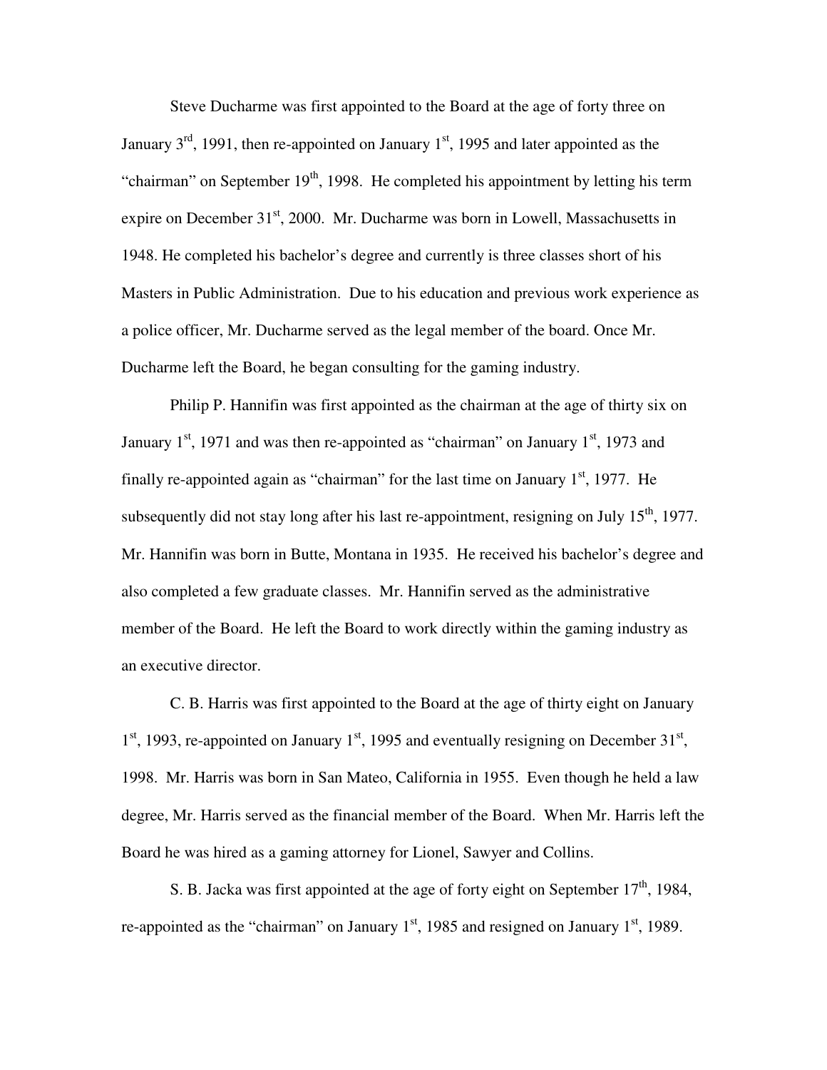Steve Ducharme was first appointed to the Board at the age of forty three on January 3rd, 1991, then re-appointed on January 1st, 1995 and later appointed as the "chairman" on September 19th, 1998. He completed his appointment by letting his term expire on December 31st, 2000. Mr. Ducharme was born in Lowell, Massachusetts in 1948. He completed his bachelor's degree and currently is three classes short of his Masters in Public Administration. Due to his education and previous work experience as a police officer, Mr. Ducharme served as the legal member of the board. Once Mr. Ducharme left the Board, he began consulting for the gaming industry.

Philip P. Hannifin was first appointed as the chairman at the age of thirty six on January 1st, 1971 and was then re-appointed as "chairman" on January 1st, 1973 and finally re-appointed again as "chairman" for the last time on January 1st, 1977. He subsequently did not stay long after his last re-appointment, resigning on July 15th, 1977. Mr. Hannifin was born in Butte, Montana in 1935. He received his bachelor's degree and also completed a few graduate classes. Mr. Hannifin served as the administrative member of the Board. He left the Board to work directly within the gaming industry as an executive director.

C. B. Harris was first appointed to the Board at the age of thirty eight on January 1st, 1993, re-appointed on January 1st, 1995 and eventually resigning on December 31st, 1998. Mr. Harris was born in San Mateo, California in 1955. Even though he held a law degree, Mr. Harris served as the financial member of the Board. When Mr. Harris left the Board he was hired as a gaming attorney for Lionel, Sawyer and Collins.

S. B. Jacka was first appointed at the age of forty eight on September 17th, 1984, re-appointed as the "chairman" on January 1st, 1985 and resigned on January 1st, 1989.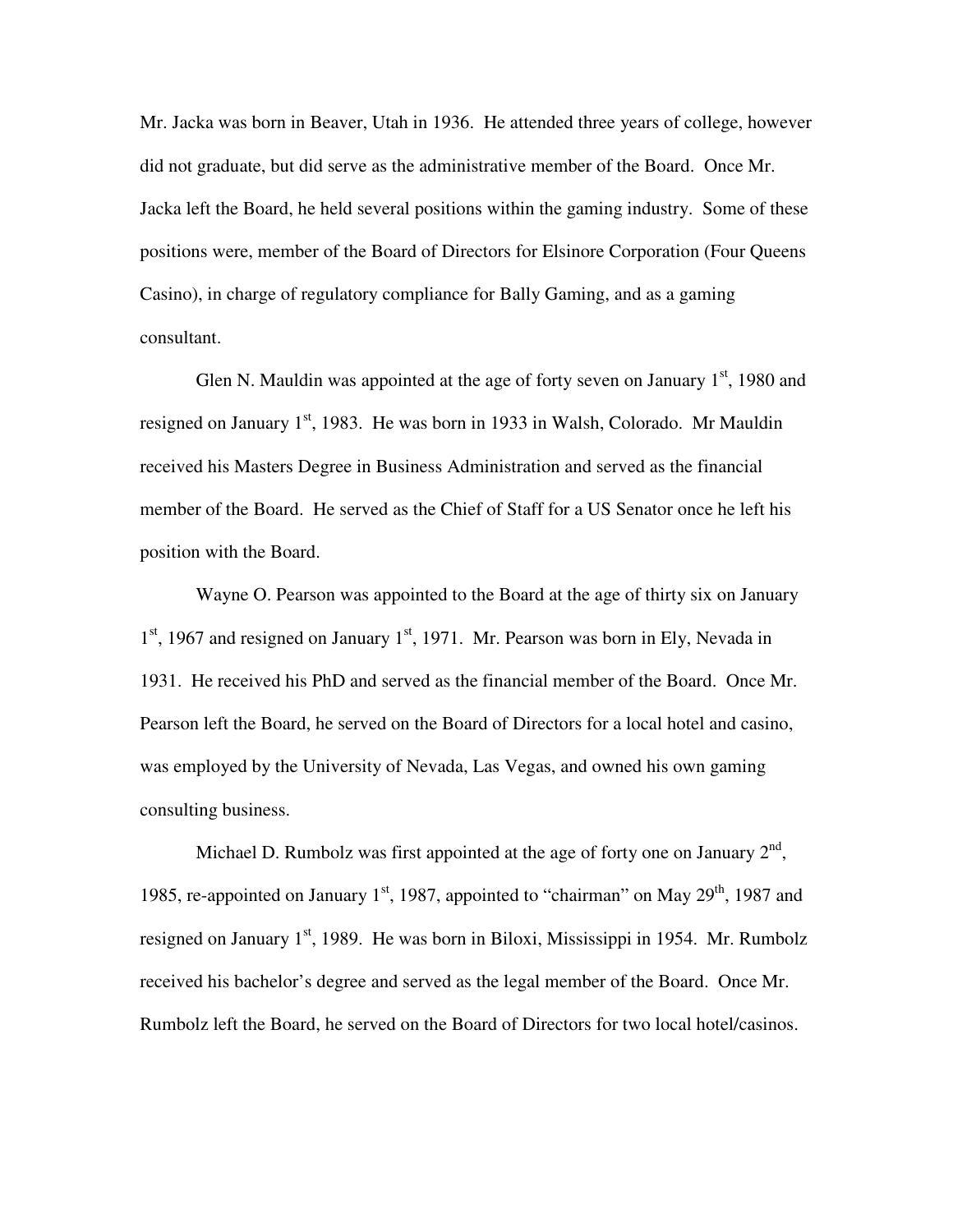Mr. Jacka was born in Beaver, Utah in 1936. He attended three years of college, however did not graduate, but did serve as the administrative member of the Board. Once Mr. Jacka left the Board, he held several positions within the gaming industry. Some of these positions were, member of the Board of Directors for Elsinore Corporation (Four Queens Casino), in charge of regulatory compliance for Bally Gaming, and as a gaming consultant.

Glen N. Mauldin was appointed at the age of forty seven on January 1st, 1980 and resigned on January 1st, 1983. He was born in 1933 in Walsh, Colorado. Mr Mauldin received his Masters Degree in Business Administration and served as the financial member of the Board. He served as the Chief of Staff for a US Senator once he left his position with the Board.

Wayne O. Pearson was appointed to the Board at the age of thirty six on January 1st, 1967 and resigned on January 1st, 1971. Mr. Pearson was born in Ely, Nevada in 1931. He received his PhD and served as the financial member of the Board. Once Mr. Pearson left the Board, he served on the Board of Directors for a local hotel and casino, was employed by the University of Nevada, Las Vegas, and owned his own gaming consulting business.

Michael D. Rumbolz was first appointed at the age of forty one on January 2nd, 1985, re-appointed on January 1st, 1987, appointed to "chairman" on May 29th, 1987 and resigned on January 1st, 1989. He was born in Biloxi, Mississippi in 1954. Mr. Rumbolz received his bachelor's degree and served as the legal member of the Board. Once Mr. Rumbolz left the Board, he served on the Board of Directors for two local hotel/casinos.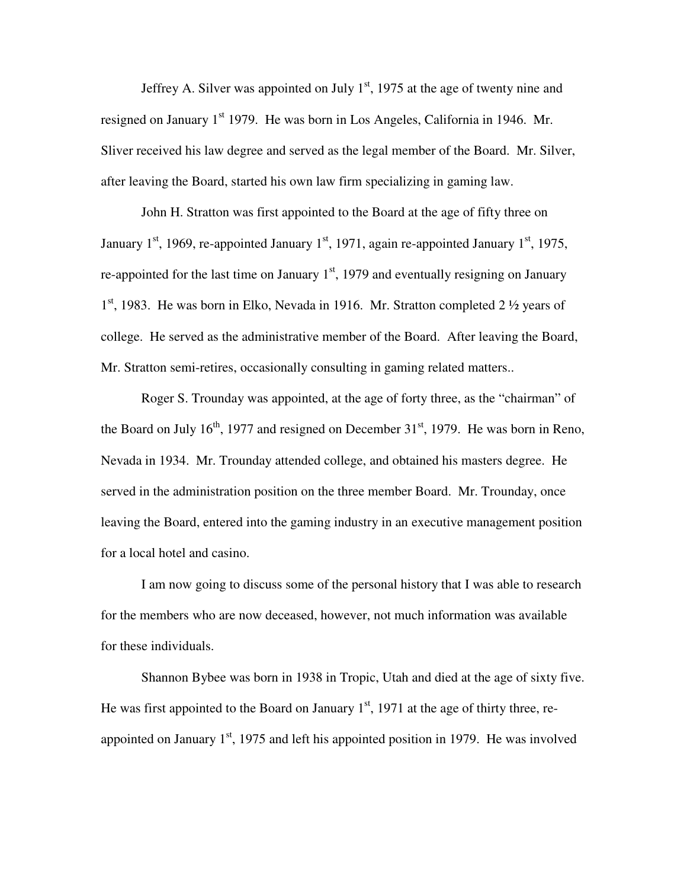Jeffrey A. Silver was appointed on July 1st, 1975 at the age of twenty nine and resigned on January 1st 1979. He was born in Los Angeles, California in 1946. Mr. Sliver received his law degree and served as the legal member of the Board. Mr. Silver, after leaving the Board, started his own law firm specializing in gaming law.

John H. Stratton was first appointed to the Board at the age of fifty three on January 1st, 1969, re-appointed January 1st, 1971, again re-appointed January 1st, 1975, re-appointed for the last time on January 1st, 1979 and eventually resigning on January 1st, 1983. He was born in Elko, Nevada in 1916. Mr. Stratton completed 2 ½ years of college. He served as the administrative member of the Board. After leaving the Board, Mr. Stratton semi-retires, occasionally consulting in gaming related matters..

Roger S. Trounday was appointed, at the age of forty three, as the "chairman" of the Board on July 16th, 1977 and resigned on December 31st, 1979. He was born in Reno, Nevada in 1934. Mr. Trounday attended college, and obtained his masters degree. He served in the administration position on the three member Board. Mr. Trounday, once leaving the Board, entered into the gaming industry in an executive management position for a local hotel and casino.

I am now going to discuss some of the personal history that I was able to research for the members who are now deceased, however, not much information was available for these individuals.

Shannon Bybee was born in 1938 in Tropic, Utah and died at the age of sixty five. He was first appointed to the Board on January 1st, 1971 at the age of thirty three, re-appointed on January 1st, 1975 and left his appointed position in 1979. He was involved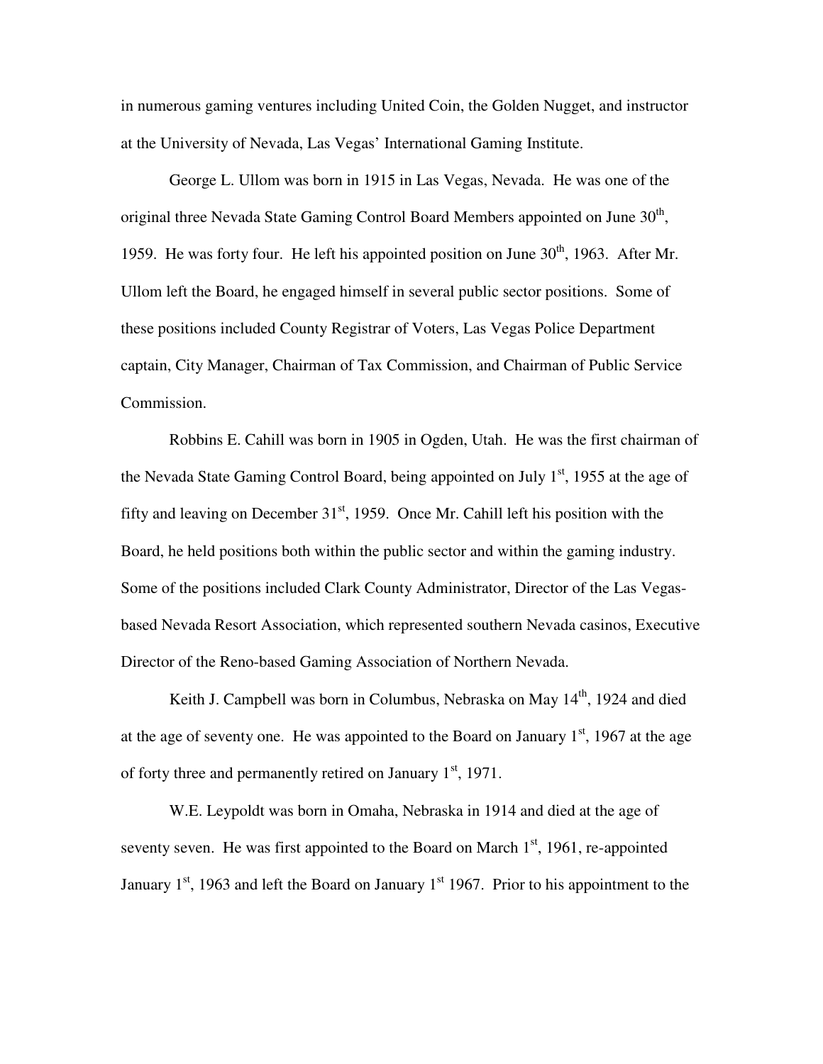in numerous gaming ventures including United Coin, the Golden Nugget, and instructor at the University of Nevada, Las Vegas' International Gaming Institute.

George L. Ullom was born in 1915 in Las Vegas, Nevada. He was one of the original three Nevada State Gaming Control Board Members appointed on June 30th, 1959. He was forty four. He left his appointed position on June 30th, 1963. After Mr. Ullom left the Board, he engaged himself in several public sector positions. Some of these positions included County Registrar of Voters, Las Vegas Police Department captain, City Manager, Chairman of Tax Commission, and Chairman of Public Service Commission.

Robbins E. Cahill was born in 1905 in Ogden, Utah. He was the first chairman of the Nevada State Gaming Control Board, being appointed on July 1st, 1955 at the age of fifty and leaving on December 31st, 1959. Once Mr. Cahill left his position with the Board, he held positions both within the public sector and within the gaming industry. Some of the positions included Clark County Administrator, Director of the Las Vegas-based Nevada Resort Association, which represented southern Nevada casinos, Executive Director of the Reno-based Gaming Association of Northern Nevada.

Keith J. Campbell was born in Columbus, Nebraska on May 14th, 1924 and died at the age of seventy one. He was appointed to the Board on January 1st, 1967 at the age of forty three and permanently retired on January 1st, 1971.

W.E. Leypoldt was born in Omaha, Nebraska in 1914 and died at the age of seventy seven. He was first appointed to the Board on March 1st, 1961, re-appointed January 1st, 1963 and left the Board on January 1st 1967. Prior to his appointment to the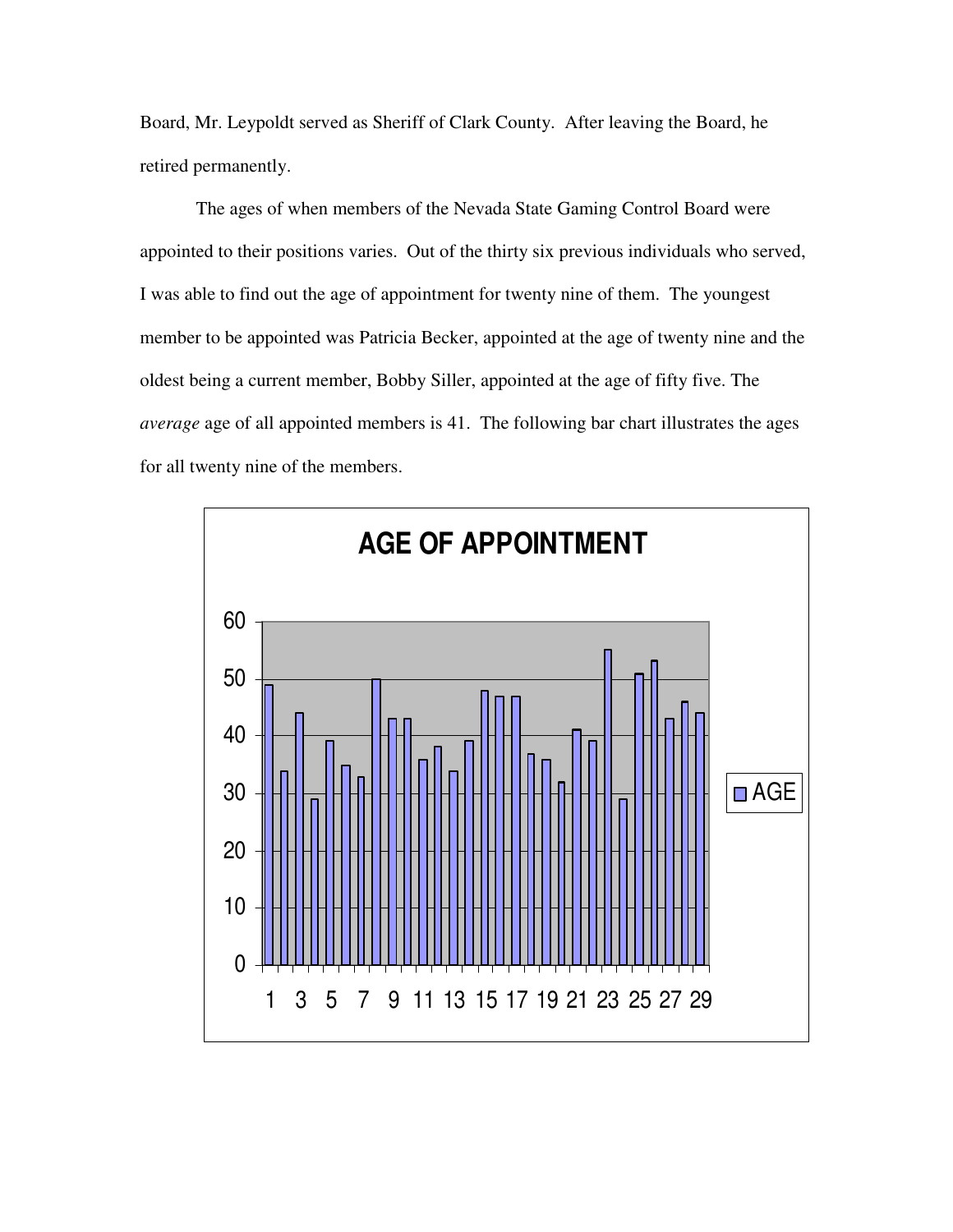Board, Mr. Leypoldt served as Sheriff of Clark County. After leaving the Board, he retired permanently.

The ages of when members of the Nevada State Gaming Control Board were appointed to their positions varies. Out of the thirty six previous individuals who served, I was able to find out the age of appointment for twenty nine of them. The youngest member to be appointed was Patricia Becker, appointed at the age of twenty nine and the oldest being a current member, Bobby Siller, appointed at the age of fifty five. The *average* age of all appointed members is 41. The following bar chart illustrates the ages for all twenty nine of the members.

**AGE OF APPOINTMENT**

| Member | AGE |
|---|---|
| 1 | 49 |
| 2 | 34 |
| 3 | 44 |
| 4 | 29 |
| 5 | 39 |
| 6 | 35 |
| 7 | 33 |
| 8 | 50 |
| 9 | 43 |
| 10 | 43 |
| 11 | 36 |
| 12 | 38 |
| 13 | 34 |
| 14 | 39 |
| 15 | 48 |
| 16 | 47 |
| 17 | 47 |
| 18 | 37 |
| 19 | 36 |
| 20 | 32 |
| 21 | 41 |
| 22 | 39 |
| 23 | 55 |
| 24 | 29 |
| 25 | 51 |
| 26 | 53 |
| 27 | 43 |
| 28 | 46 |
| 29 | 44 |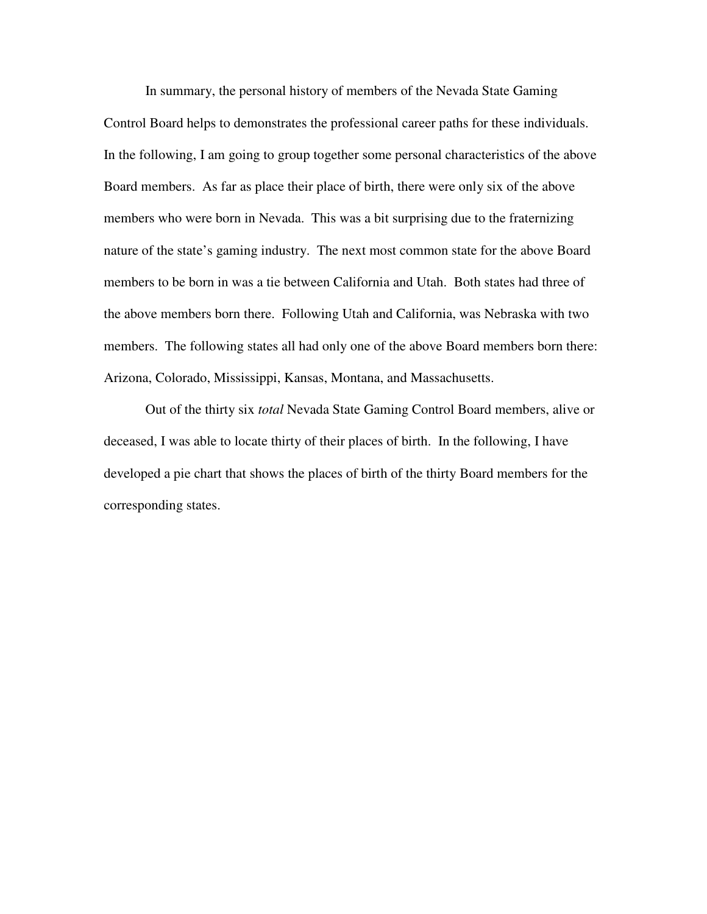In summary, the personal history of members of the Nevada State Gaming Control Board helps to demonstrates the professional career paths for these individuals. In the following, I am going to group together some personal characteristics of the above Board members. As far as place their place of birth, there were only six of the above members who were born in Nevada. This was a bit surprising due to the fraternizing nature of the state's gaming industry. The next most common state for the above Board members to be born in was a tie between California and Utah. Both states had three of the above members born there. Following Utah and California, was Nebraska with two members. The following states all had only one of the above Board members born there: Arizona, Colorado, Mississippi, Kansas, Montana, and Massachusetts.

Out of the thirty six *total* Nevada State Gaming Control Board members, alive or deceased, I was able to locate thirty of their places of birth. In the following, I have developed a pie chart that shows the places of birth of the thirty Board members for the corresponding states.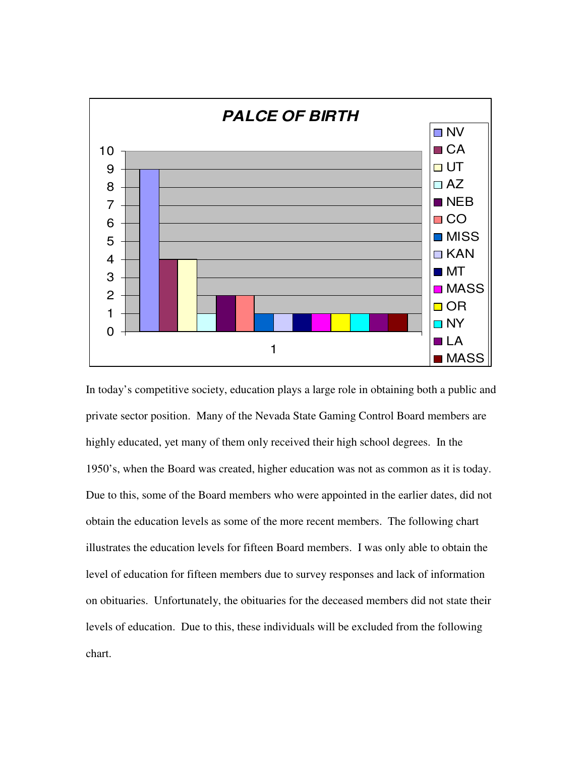**PALCE OF BIRTH**

| Place | Count |
|---|---|
| NV | 9 |
| CA | 4 |
| UT | 4 |
| AZ | 1 |
| NEB | 2 |
| CO | 2 |
| MISS | 1 |
| KAN | 1 |
| MT | 1 |
| MASS | 1 |
| OR | 1 |
| NY | 1 |
| LA | 1 |
| MASS | 1 |

In today's competitive society, education plays a large role in obtaining both a public and private sector position. Many of the Nevada State Gaming Control Board members are highly educated, yet many of them only received their high school degrees. In the 1950's, when the Board was created, higher education was not as common as it is today. Due to this, some of the Board members who were appointed in the earlier dates, did not obtain the education levels as some of the more recent members. The following chart illustrates the education levels for fifteen Board members. I was only able to obtain the level of education for fifteen members due to survey responses and lack of information on obituaries. Unfortunately, the obituaries for the deceased members did not state their levels of education. Due to this, these individuals will be excluded from the following chart.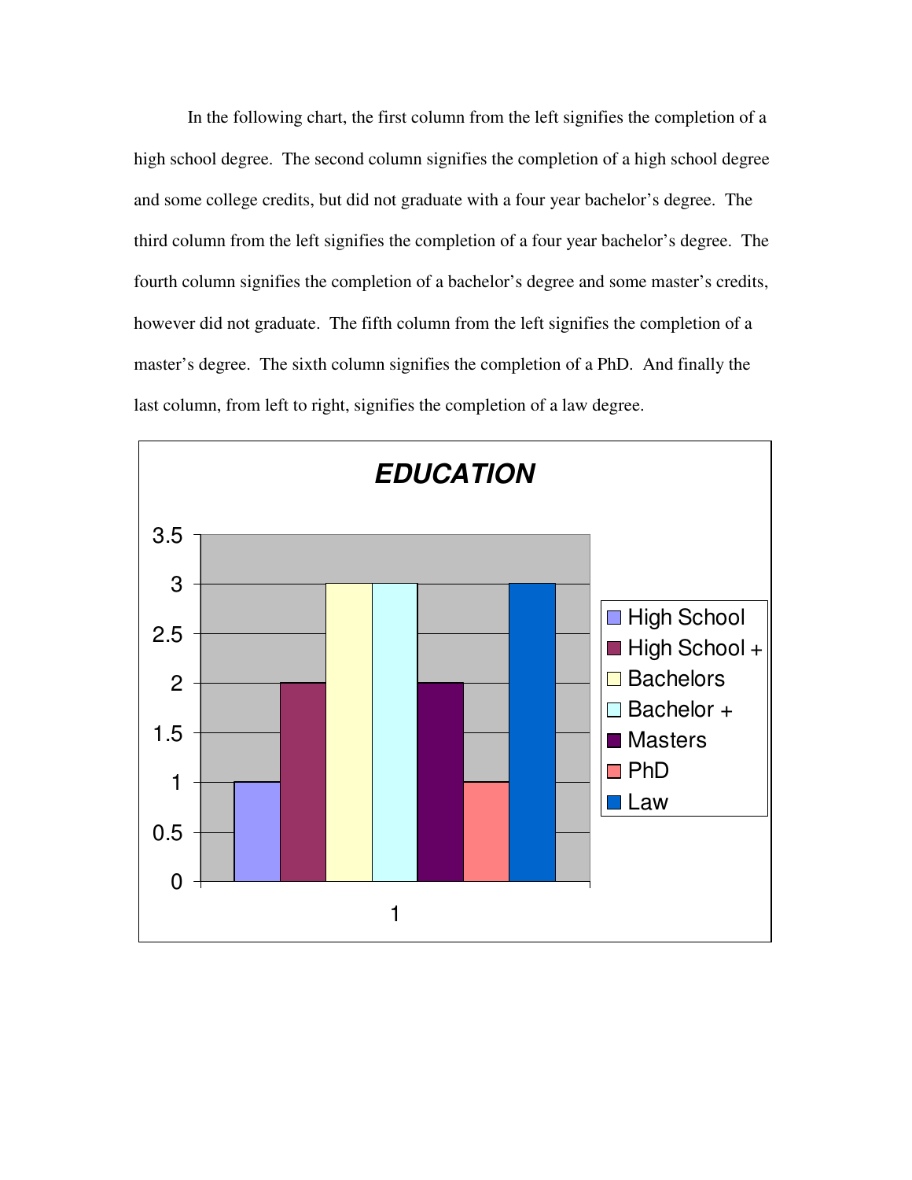In the following chart, the first column from the left signifies the completion of a high school degree. The second column signifies the completion of a high school degree and some college credits, but did not graduate with a four year bachelor's degree. The third column from the left signifies the completion of a four year bachelor's degree. The fourth column signifies the completion of a bachelor's degree and some master's credits, however did not graduate. The fifth column from the left signifies the completion of a master's degree. The sixth column signifies the completion of a PhD. And finally the last column, from left to right, signifies the completion of a law degree.

**EDUCATION**

| | High School | High School + | Bachelors | Bachelor + | Masters | PhD | Law |
|---|---|---|---|---|---|---|---|
| 1 | 1 | 2 | 3 | 3 | 2 | 1 | 3 |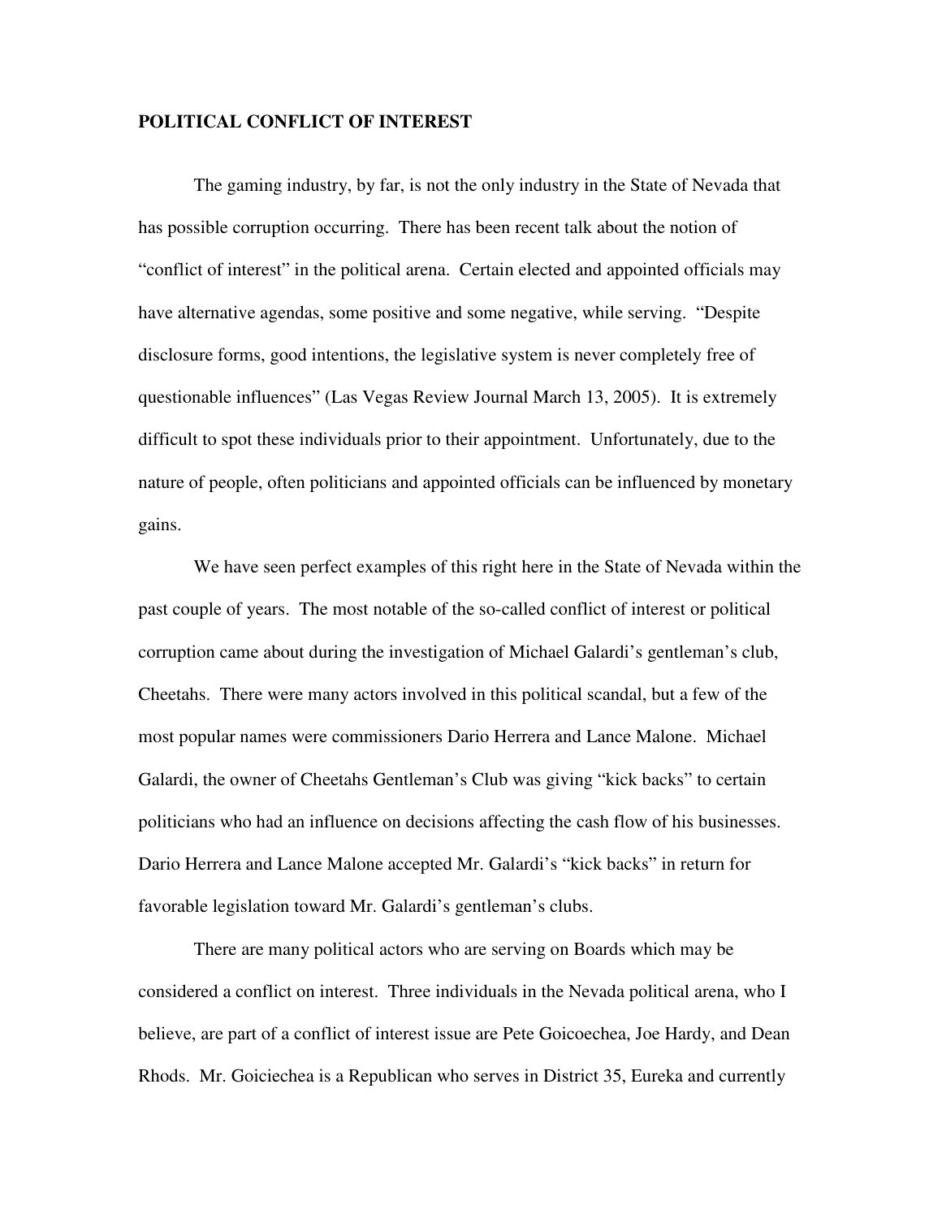**POLITICAL CONFLICT OF INTEREST**

The gaming industry, by far, is not the only industry in the State of Nevada that has possible corruption occurring. There has been recent talk about the notion of "conflict of interest" in the political arena. Certain elected and appointed officials may have alternative agendas, some positive and some negative, while serving. "Despite disclosure forms, good intentions, the legislative system is never completely free of questionable influences" (Las Vegas Review Journal March 13, 2005). It is extremely difficult to spot these individuals prior to their appointment. Unfortunately, due to the nature of people, often politicians and appointed officials can be influenced by monetary gains.

We have seen perfect examples of this right here in the State of Nevada within the past couple of years. The most notable of the so-called conflict of interest or political corruption came about during the investigation of Michael Galardi's gentleman's club, Cheetahs. There were many actors involved in this political scandal, but a few of the most popular names were commissioners Dario Herrera and Lance Malone. Michael Galardi, the owner of Cheetahs Gentleman's Club was giving "kick backs" to certain politicians who had an influence on decisions affecting the cash flow of his businesses. Dario Herrera and Lance Malone accepted Mr. Galardi's "kick backs" in return for favorable legislation toward Mr. Galardi's gentleman's clubs.

There are many political actors who are serving on Boards which may be considered a conflict on interest. Three individuals in the Nevada political arena, who I believe, are part of a conflict of interest issue are Pete Goicoechea, Joe Hardy, and Dean Rhods. Mr. Goiciechea is a Republican who serves in District 35, Eureka and currently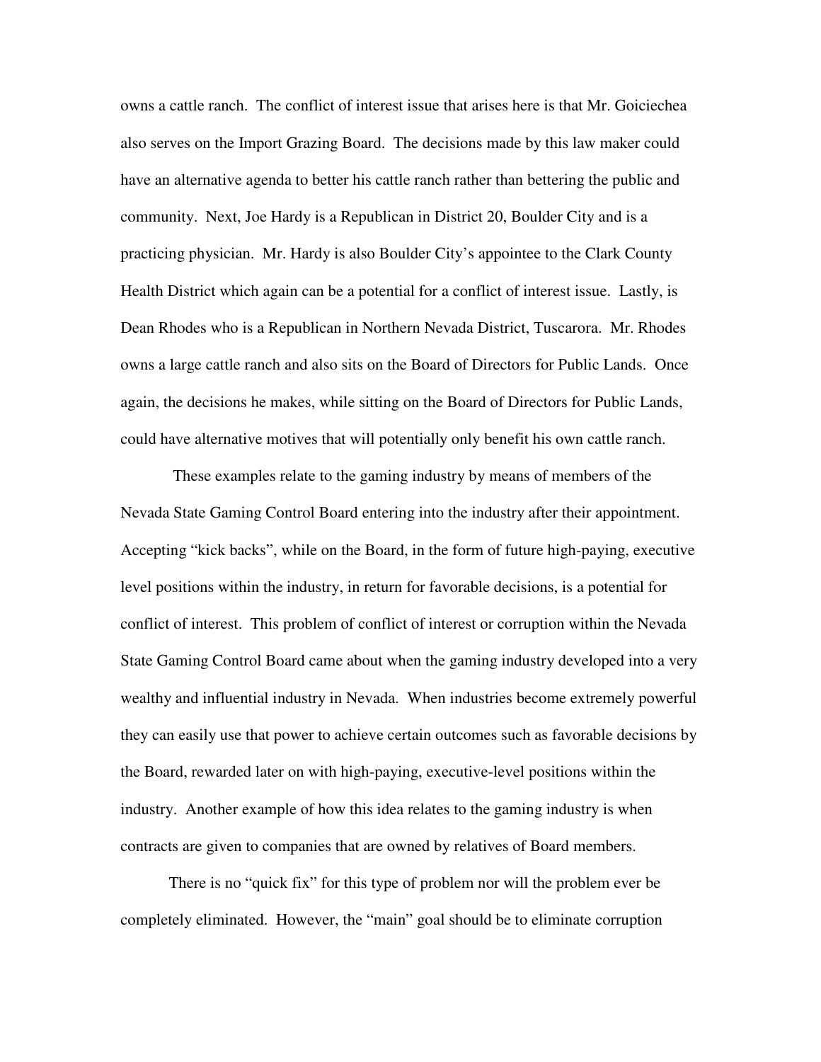owns a cattle ranch. The conflict of interest issue that arises here is that Mr. Goiciechea also serves on the Import Grazing Board. The decisions made by this law maker could have an alternative agenda to better his cattle ranch rather than bettering the public and community. Next, Joe Hardy is a Republican in District 20, Boulder City and is a practicing physician. Mr. Hardy is also Boulder City's appointee to the Clark County Health District which again can be a potential for a conflict of interest issue. Lastly, is Dean Rhodes who is a Republican in Northern Nevada District, Tuscarora. Mr. Rhodes owns a large cattle ranch and also sits on the Board of Directors for Public Lands. Once again, the decisions he makes, while sitting on the Board of Directors for Public Lands, could have alternative motives that will potentially only benefit his own cattle ranch.

These examples relate to the gaming industry by means of members of the Nevada State Gaming Control Board entering into the industry after their appointment. Accepting "kick backs", while on the Board, in the form of future high-paying, executive level positions within the industry, in return for favorable decisions, is a potential for conflict of interest. This problem of conflict of interest or corruption within the Nevada State Gaming Control Board came about when the gaming industry developed into a very wealthy and influential industry in Nevada. When industries become extremely powerful they can easily use that power to achieve certain outcomes such as favorable decisions by the Board, rewarded later on with high-paying, executive-level positions within the industry. Another example of how this idea relates to the gaming industry is when contracts are given to companies that are owned by relatives of Board members.

There is no "quick fix" for this type of problem nor will the problem ever be completely eliminated. However, the "main" goal should be to eliminate corruption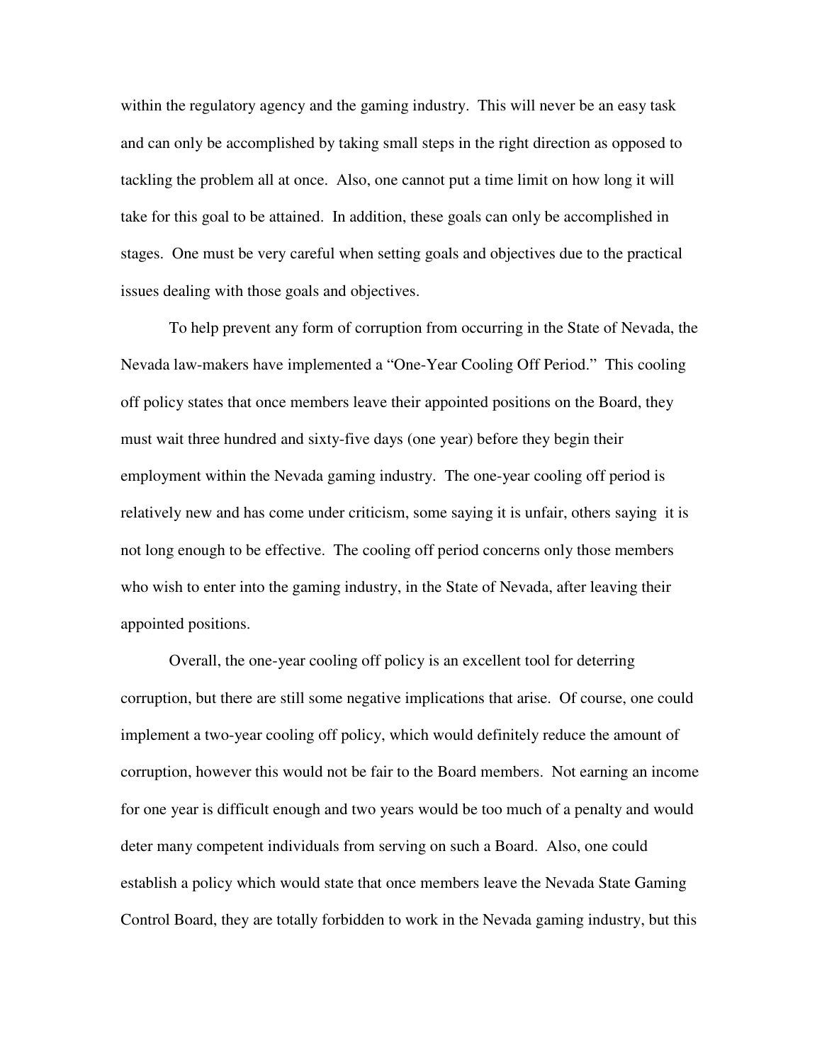within the regulatory agency and the gaming industry. This will never be an easy task and can only be accomplished by taking small steps in the right direction as opposed to tackling the problem all at once. Also, one cannot put a time limit on how long it will take for this goal to be attained. In addition, these goals can only be accomplished in stages. One must be very careful when setting goals and objectives due to the practical issues dealing with those goals and objectives.

To help prevent any form of corruption from occurring in the State of Nevada, the Nevada law-makers have implemented a "One-Year Cooling Off Period." This cooling off policy states that once members leave their appointed positions on the Board, they must wait three hundred and sixty-five days (one year) before they begin their employment within the Nevada gaming industry. The one-year cooling off period is relatively new and has come under criticism, some saying it is unfair, others saying it is not long enough to be effective. The cooling off period concerns only those members who wish to enter into the gaming industry, in the State of Nevada, after leaving their appointed positions.

Overall, the one-year cooling off policy is an excellent tool for deterring corruption, but there are still some negative implications that arise. Of course, one could implement a two-year cooling off policy, which would definitely reduce the amount of corruption, however this would not be fair to the Board members. Not earning an income for one year is difficult enough and two years would be too much of a penalty and would deter many competent individuals from serving on such a Board. Also, one could establish a policy which would state that once members leave the Nevada State Gaming Control Board, they are totally forbidden to work in the Nevada gaming industry, but this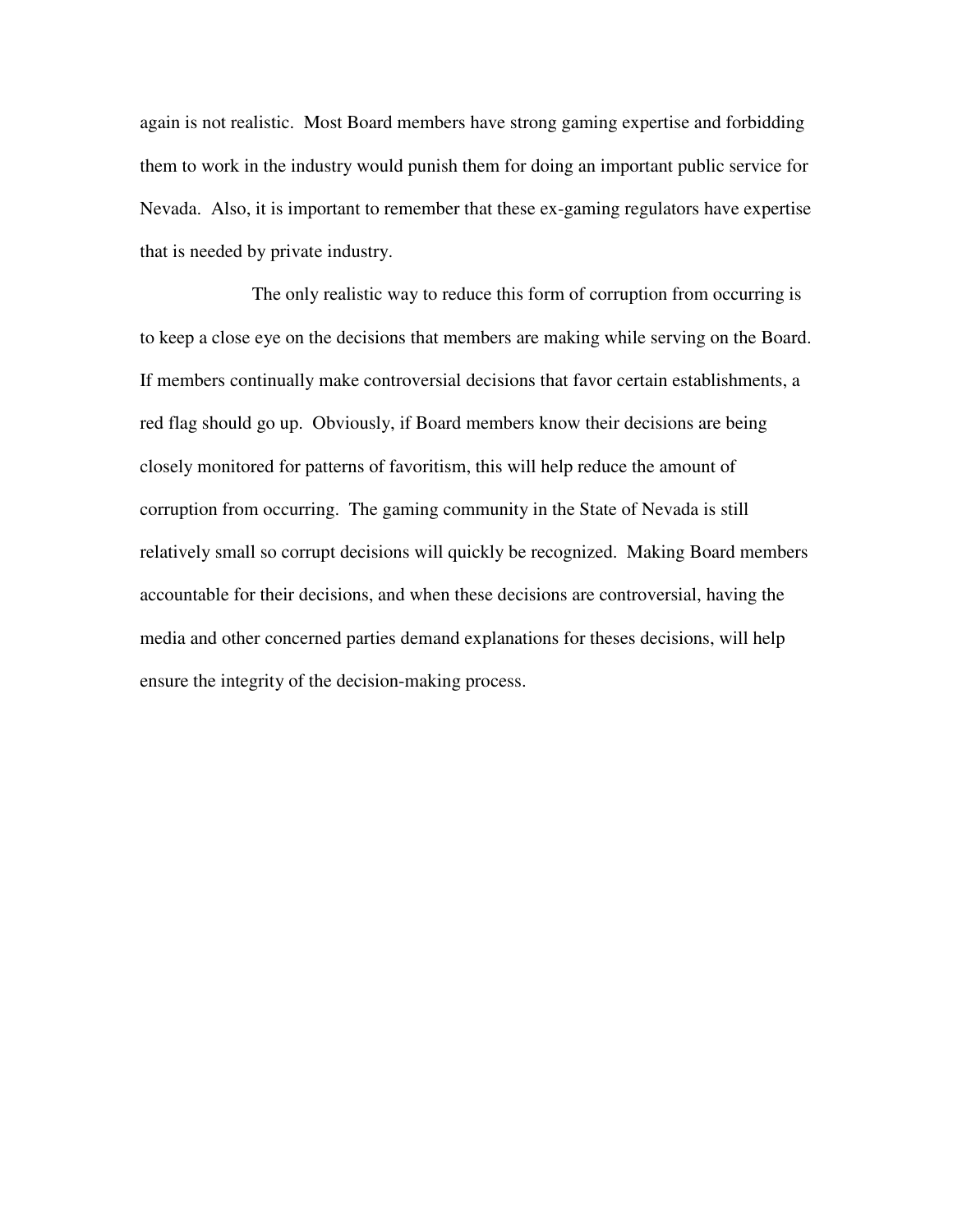again is not realistic. Most Board members have strong gaming expertise and forbidding them to work in the industry would punish them for doing an important public service for Nevada. Also, it is important to remember that these ex-gaming regulators have expertise that is needed by private industry.

The only realistic way to reduce this form of corruption from occurring is to keep a close eye on the decisions that members are making while serving on the Board. If members continually make controversial decisions that favor certain establishments, a red flag should go up. Obviously, if Board members know their decisions are being closely monitored for patterns of favoritism, this will help reduce the amount of corruption from occurring. The gaming community in the State of Nevada is still relatively small so corrupt decisions will quickly be recognized. Making Board members accountable for their decisions, and when these decisions are controversial, having the media and other concerned parties demand explanations for theses decisions, will help ensure the integrity of the decision-making process.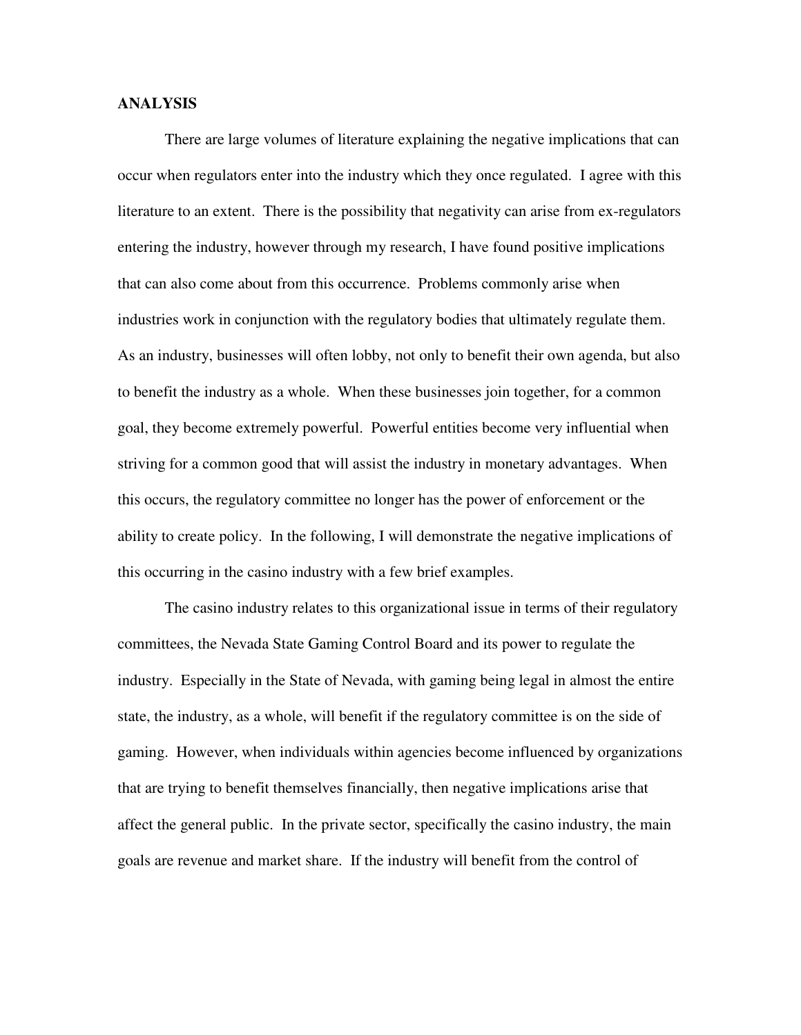**ANALYSIS**

There are large volumes of literature explaining the negative implications that can occur when regulators enter into the industry which they once regulated. I agree with this literature to an extent. There is the possibility that negativity can arise from ex-regulators entering the industry, however through my research, I have found positive implications that can also come about from this occurrence. Problems commonly arise when industries work in conjunction with the regulatory bodies that ultimately regulate them. As an industry, businesses will often lobby, not only to benefit their own agenda, but also to benefit the industry as a whole. When these businesses join together, for a common goal, they become extremely powerful. Powerful entities become very influential when striving for a common good that will assist the industry in monetary advantages. When this occurs, the regulatory committee no longer has the power of enforcement or the ability to create policy. In the following, I will demonstrate the negative implications of this occurring in the casino industry with a few brief examples.

The casino industry relates to this organizational issue in terms of their regulatory committees, the Nevada State Gaming Control Board and its power to regulate the industry. Especially in the State of Nevada, with gaming being legal in almost the entire state, the industry, as a whole, will benefit if the regulatory committee is on the side of gaming. However, when individuals within agencies become influenced by organizations that are trying to benefit themselves financially, then negative implications arise that affect the general public. In the private sector, specifically the casino industry, the main goals are revenue and market share. If the industry will benefit from the control of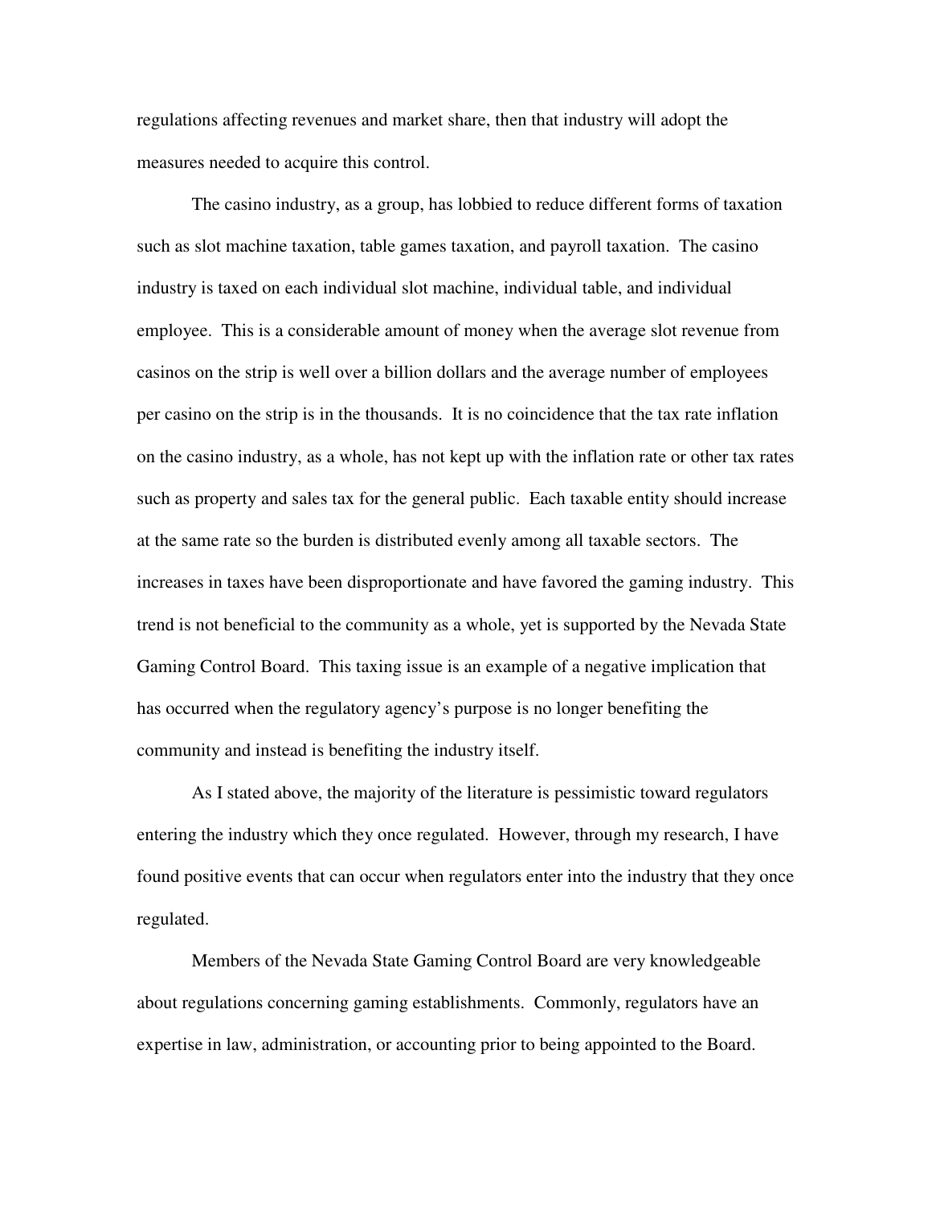regulations affecting revenues and market share, then that industry will adopt the measures needed to acquire this control.

The casino industry, as a group, has lobbied to reduce different forms of taxation such as slot machine taxation, table games taxation, and payroll taxation. The casino industry is taxed on each individual slot machine, individual table, and individual employee. This is a considerable amount of money when the average slot revenue from casinos on the strip is well over a billion dollars and the average number of employees per casino on the strip is in the thousands. It is no coincidence that the tax rate inflation on the casino industry, as a whole, has not kept up with the inflation rate or other tax rates such as property and sales tax for the general public. Each taxable entity should increase at the same rate so the burden is distributed evenly among all taxable sectors. The increases in taxes have been disproportionate and have favored the gaming industry. This trend is not beneficial to the community as a whole, yet is supported by the Nevada State Gaming Control Board. This taxing issue is an example of a negative implication that has occurred when the regulatory agency's purpose is no longer benefiting the community and instead is benefiting the industry itself.

As I stated above, the majority of the literature is pessimistic toward regulators entering the industry which they once regulated. However, through my research, I have found positive events that can occur when regulators enter into the industry that they once regulated.

Members of the Nevada State Gaming Control Board are very knowledgeable about regulations concerning gaming establishments. Commonly, regulators have an expertise in law, administration, or accounting prior to being appointed to the Board.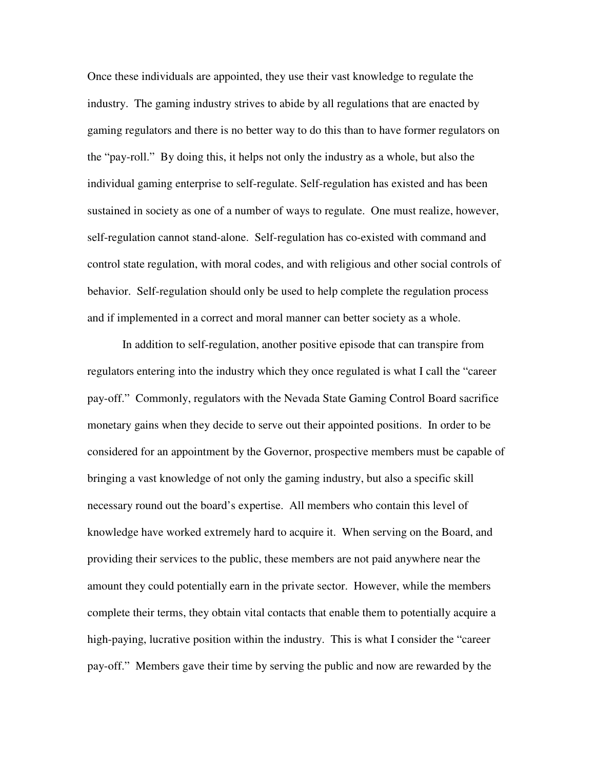Once these individuals are appointed, they use their vast knowledge to regulate the industry. The gaming industry strives to abide by all regulations that are enacted by gaming regulators and there is no better way to do this than to have former regulators on the "pay-roll." By doing this, it helps not only the industry as a whole, but also the individual gaming enterprise to self-regulate. Self-regulation has existed and has been sustained in society as one of a number of ways to regulate. One must realize, however, self-regulation cannot stand-alone. Self-regulation has co-existed with command and control state regulation, with moral codes, and with religious and other social controls of behavior. Self-regulation should only be used to help complete the regulation process and if implemented in a correct and moral manner can better society as a whole.

In addition to self-regulation, another positive episode that can transpire from regulators entering into the industry which they once regulated is what I call the "career pay-off." Commonly, regulators with the Nevada State Gaming Control Board sacrifice monetary gains when they decide to serve out their appointed positions. In order to be considered for an appointment by the Governor, prospective members must be capable of bringing a vast knowledge of not only the gaming industry, but also a specific skill necessary round out the board's expertise. All members who contain this level of knowledge have worked extremely hard to acquire it. When serving on the Board, and providing their services to the public, these members are not paid anywhere near the amount they could potentially earn in the private sector. However, while the members complete their terms, they obtain vital contacts that enable them to potentially acquire a high-paying, lucrative position within the industry. This is what I consider the "career pay-off." Members gave their time by serving the public and now are rewarded by the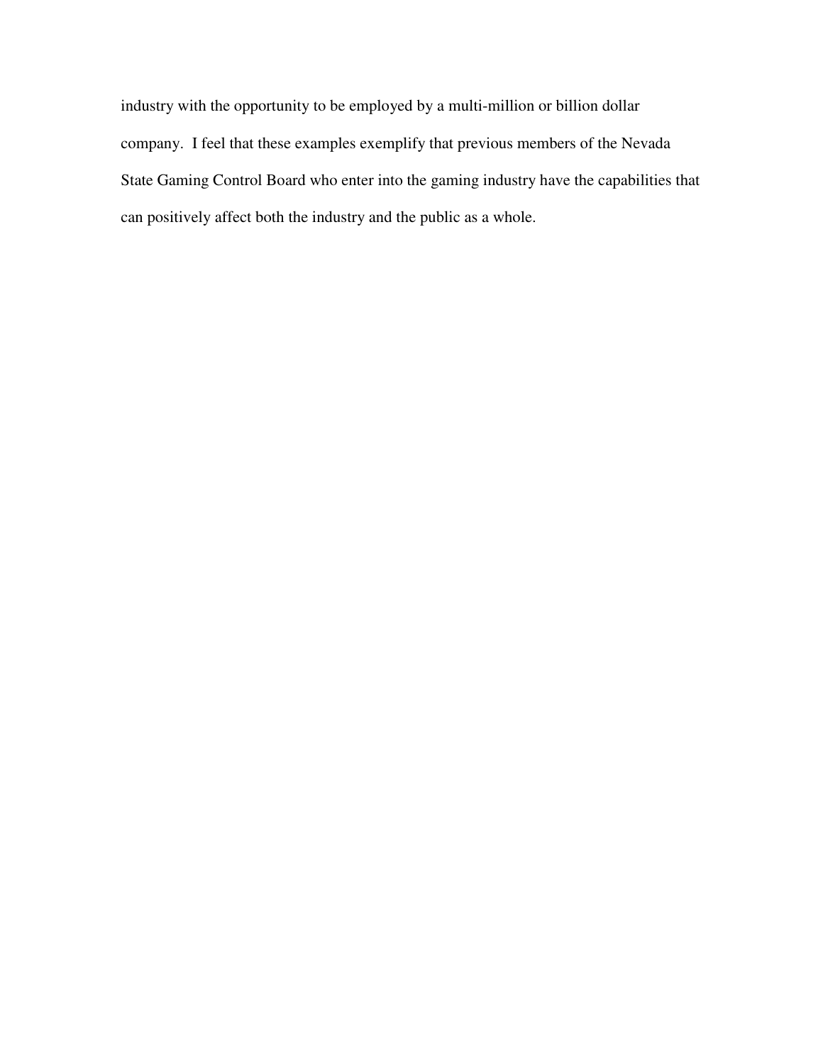industry with the opportunity to be employed by a multi-million or billion dollar company. I feel that these examples exemplify that previous members of the Nevada State Gaming Control Board who enter into the gaming industry have the capabilities that can positively affect both the industry and the public as a whole.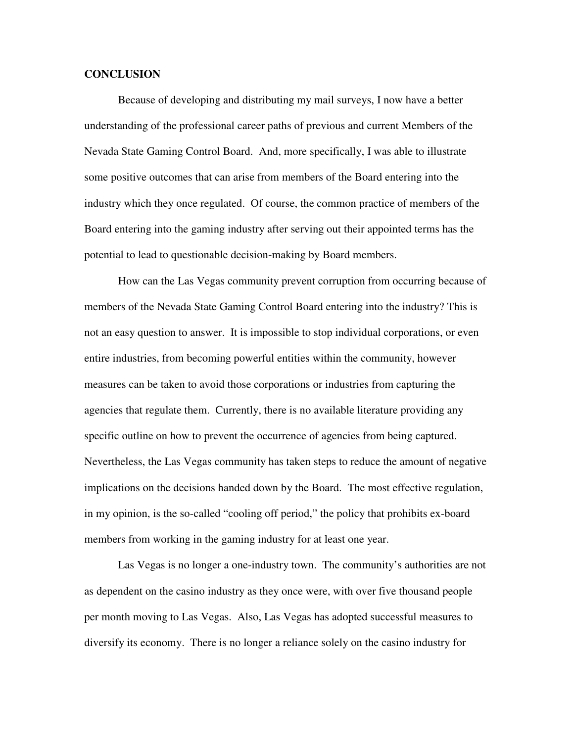## CONCLUSION

Because of developing and distributing my mail surveys, I now have a better understanding of the professional career paths of previous and current Members of the Nevada State Gaming Control Board. And, more specifically, I was able to illustrate some positive outcomes that can arise from members of the Board entering into the industry which they once regulated. Of course, the common practice of members of the Board entering into the gaming industry after serving out their appointed terms has the potential to lead to questionable decision-making by Board members.

How can the Las Vegas community prevent corruption from occurring because of members of the Nevada State Gaming Control Board entering into the industry? This is not an easy question to answer. It is impossible to stop individual corporations, or even entire industries, from becoming powerful entities within the community, however measures can be taken to avoid those corporations or industries from capturing the agencies that regulate them. Currently, there is no available literature providing any specific outline on how to prevent the occurrence of agencies from being captured. Nevertheless, the Las Vegas community has taken steps to reduce the amount of negative implications on the decisions handed down by the Board. The most effective regulation, in my opinion, is the so-called "cooling off period," the policy that prohibits ex-board members from working in the gaming industry for at least one year.

Las Vegas is no longer a one-industry town. The community's authorities are not as dependent on the casino industry as they once were, with over five thousand people per month moving to Las Vegas. Also, Las Vegas has adopted successful measures to diversify its economy. There is no longer a reliance solely on the casino industry for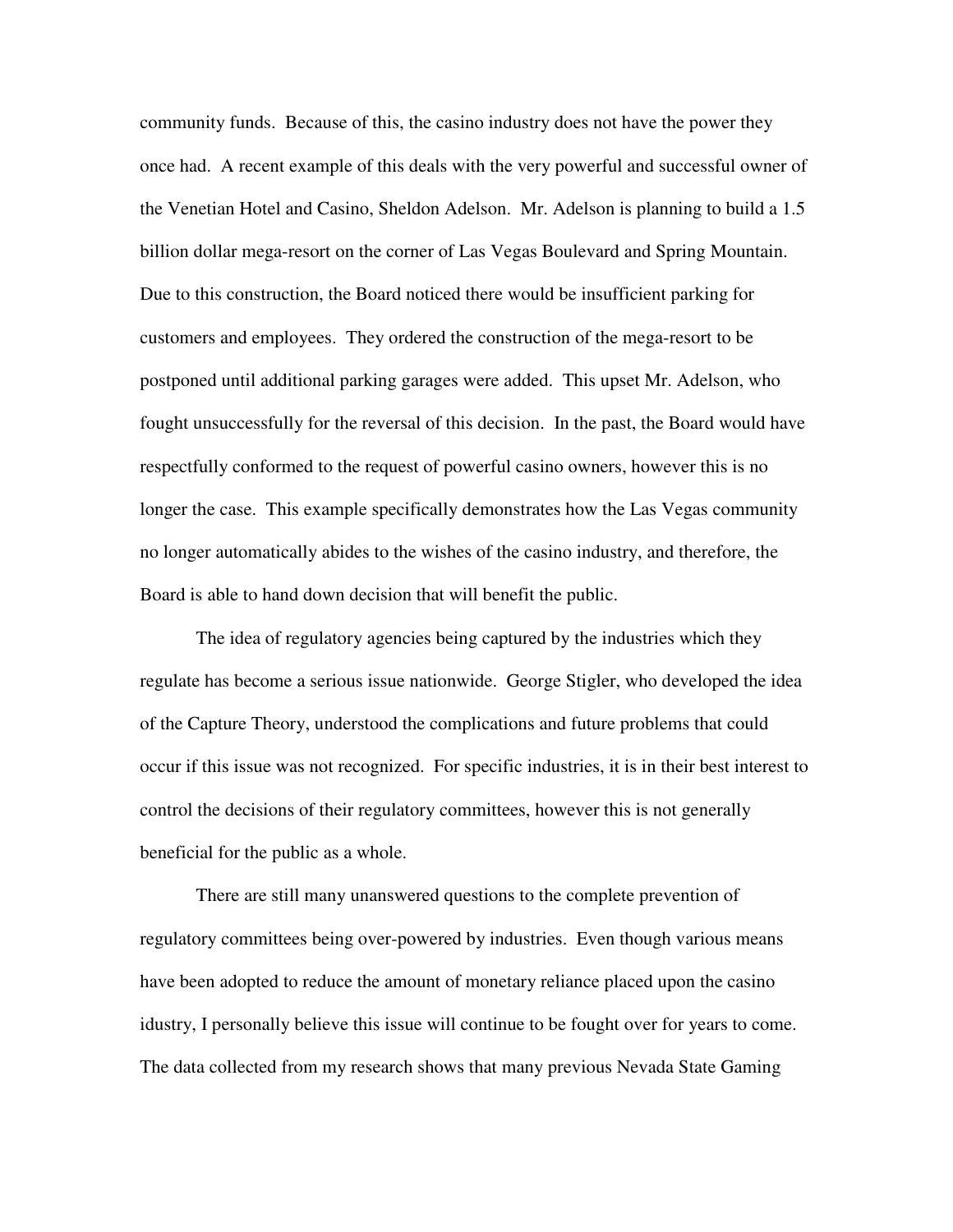community funds. Because of this, the casino industry does not have the power they once had. A recent example of this deals with the very powerful and successful owner of the Venetian Hotel and Casino, Sheldon Adelson. Mr. Adelson is planning to build a 1.5 billion dollar mega-resort on the corner of Las Vegas Boulevard and Spring Mountain. Due to this construction, the Board noticed there would be insufficient parking for customers and employees. They ordered the construction of the mega-resort to be postponed until additional parking garages were added. This upset Mr. Adelson, who fought unsuccessfully for the reversal of this decision. In the past, the Board would have respectfully conformed to the request of powerful casino owners, however this is no longer the case. This example specifically demonstrates how the Las Vegas community no longer automatically abides to the wishes of the casino industry, and therefore, the Board is able to hand down decision that will benefit the public.

The idea of regulatory agencies being captured by the industries which they regulate has become a serious issue nationwide. George Stigler, who developed the idea of the Capture Theory, understood the complications and future problems that could occur if this issue was not recognized. For specific industries, it is in their best interest to control the decisions of their regulatory committees, however this is not generally beneficial for the public as a whole.

There are still many unanswered questions to the complete prevention of regulatory committees being over-powered by industries. Even though various means have been adopted to reduce the amount of monetary reliance placed upon the casino idustry, I personally believe this issue will continue to be fought over for years to come. The data collected from my research shows that many previous Nevada State Gaming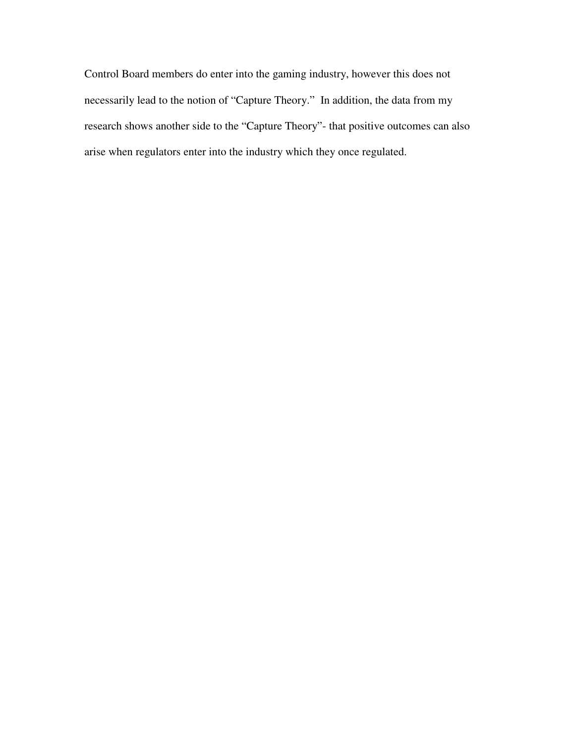Control Board members do enter into the gaming industry, however this does not necessarily lead to the notion of "Capture Theory." In addition, the data from my research shows another side to the "Capture Theory"- that positive outcomes can also arise when regulators enter into the industry which they once regulated.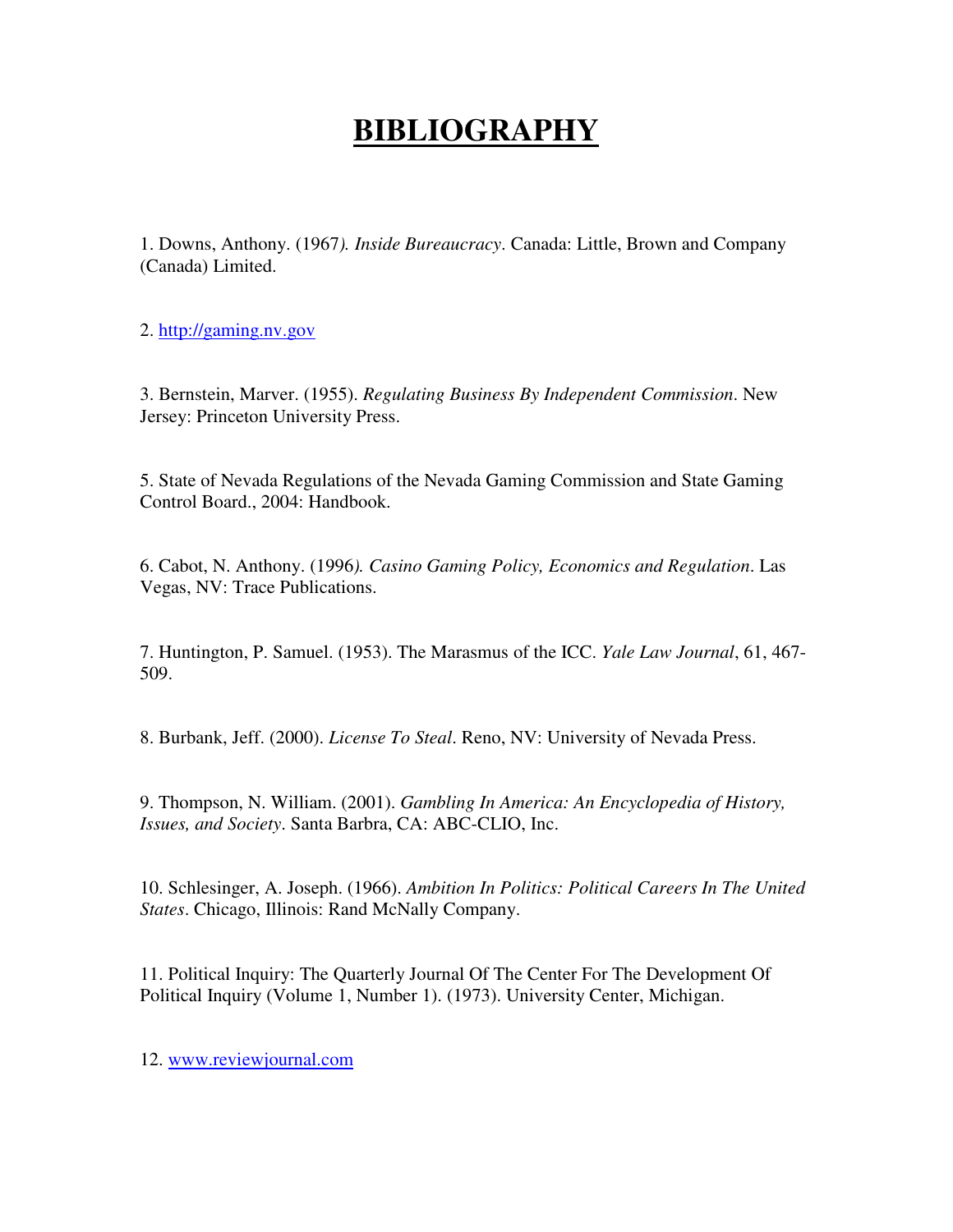# BIBLIOGRAPHY

1. Downs, Anthony. (1967). *Inside Bureaucracy*. Canada: Little, Brown and Company (Canada) Limited.

2. http://gaming.nv.gov

3. Bernstein, Marver. (1955). *Regulating Business By Independent Commission*. New Jersey: Princeton University Press.

5. State of Nevada Regulations of the Nevada Gaming Commission and State Gaming Control Board., 2004: Handbook.

6. Cabot, N. Anthony. (1996). *Casino Gaming Policy, Economics and Regulation*. Las Vegas, NV: Trace Publications.

7. Huntington, P. Samuel. (1953). The Marasmus of the ICC. *Yale Law Journal*, 61, 467-509.

8. Burbank, Jeff. (2000). *License To Steal*. Reno, NV: University of Nevada Press.

9. Thompson, N. William. (2001). *Gambling In America: An Encyclopedia of History, Issues, and Society*. Santa Barbra, CA: ABC-CLIO, Inc.

10. Schlesinger, A. Joseph. (1966). *Ambition In Politics: Political Careers In The United States*. Chicago, Illinois: Rand McNally Company.

11. Political Inquiry: The Quarterly Journal Of The Center For The Development Of Political Inquiry (Volume 1, Number 1). (1973). University Center, Michigan.

12. www.reviewjournal.com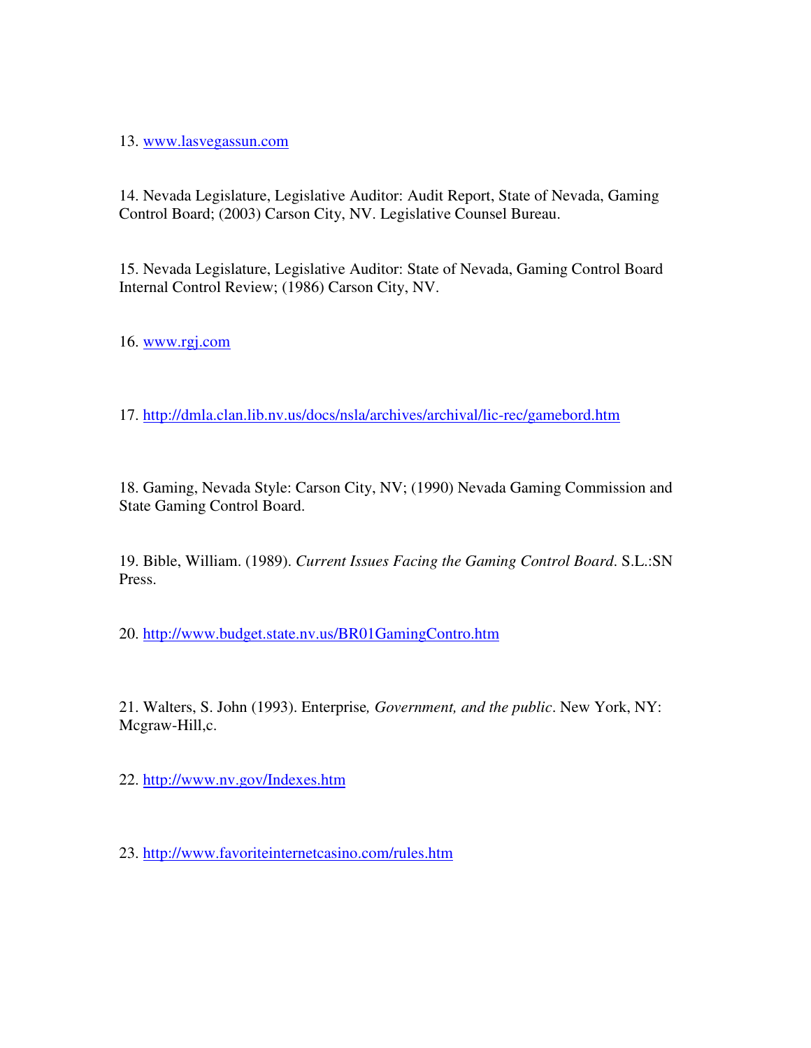13. www.lasvegassun.com

14. Nevada Legislature, Legislative Auditor: Audit Report, State of Nevada, Gaming Control Board; (2003) Carson City, NV. Legislative Counsel Bureau.

15. Nevada Legislature, Legislative Auditor: State of Nevada, Gaming Control Board Internal Control Review; (1986) Carson City, NV.

16. www.rgj.com

17. http://dmla.clan.lib.nv.us/docs/nsla/archives/archival/lic-rec/gamebord.htm

18. Gaming, Nevada Style: Carson City, NV; (1990) Nevada Gaming Commission and State Gaming Control Board.

19. Bible, William. (1989). *Current Issues Facing the Gaming Control Board*. S.L.:SN Press.

20. http://www.budget.state.nv.us/BR01GamingContro.htm

21. Walters, S. John (1993). Enterprise*, Government, and the public*. New York, NY: Mcgraw-Hill,c.

22. http://www.nv.gov/Indexes.htm

23. http://www.favoriteinternetcasino.com/rules.htm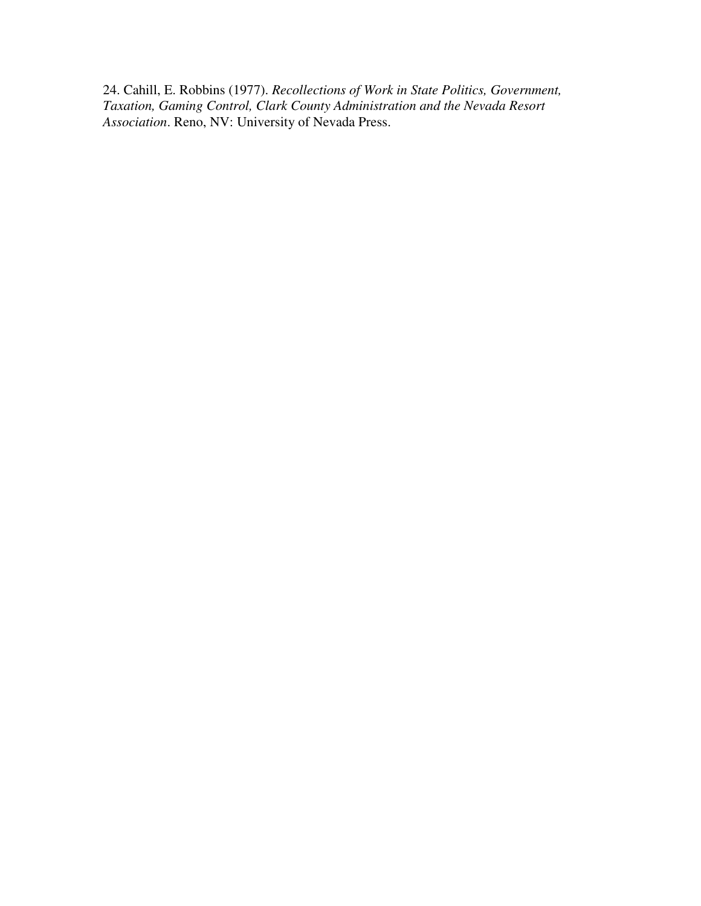24. Cahill, E. Robbins (1977). *Recollections of Work in State Politics, Government, Taxation, Gaming Control, Clark County Administration and the Nevada Resort Association*. Reno, NV: University of Nevada Press.